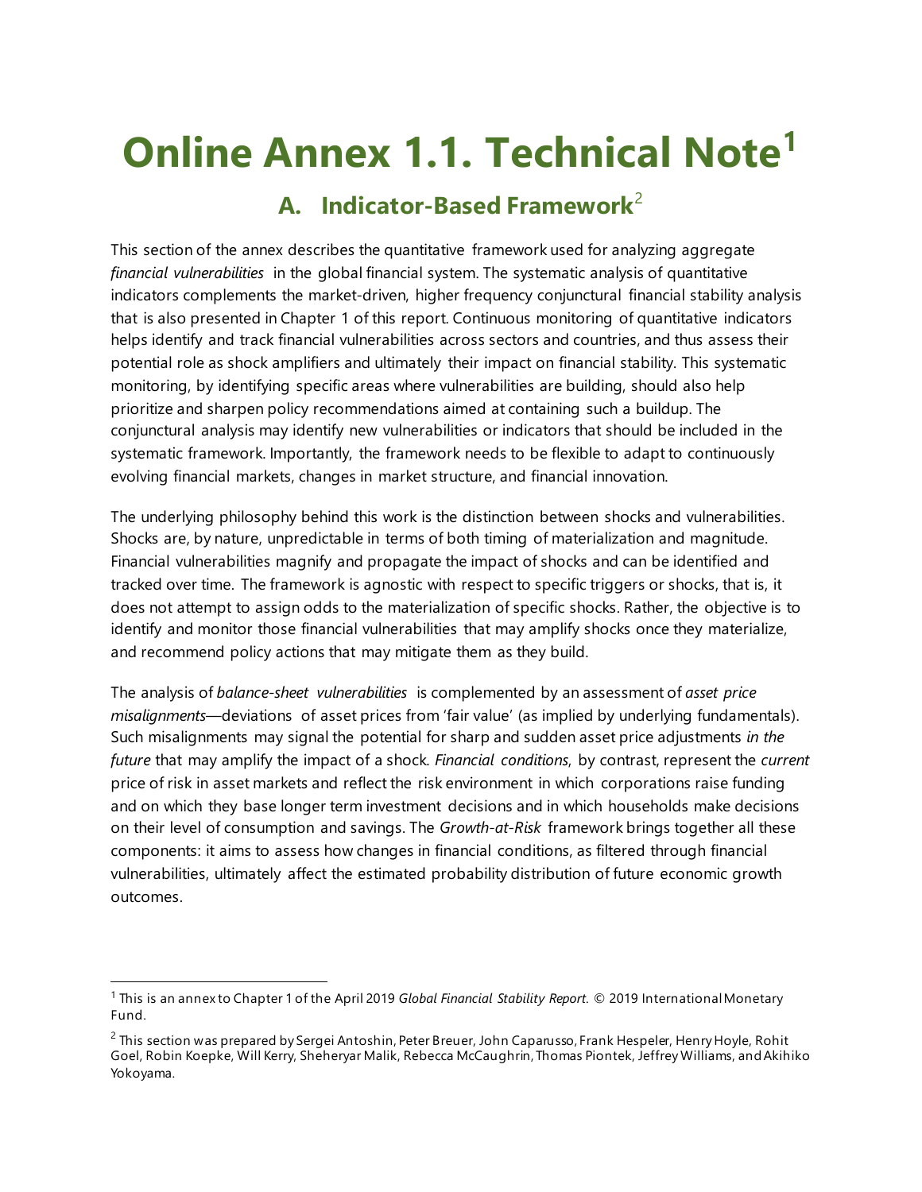# Online Annex 1.1. Technical Note[1]

## A. Indicator-Based Framework[2]

This section of the annex describes the quantitative framework used for analyzing aggregate *financial vulnerabilities* in the global financial system. The systematic analysis of quantitative indicators complements the market-driven, higher frequency conjunctural financial stability analysis that is also presented in Chapter 1 of this report. Continuous monitoring of quantitative indicators helps identify and track financial vulnerabilities across sectors and countries, and thus assess their potential role as shock amplifiers and ultimately their impact on financial stability. This systematic monitoring, by identifying specific areas where vulnerabilities are building, should also help prioritize and sharpen policy recommendations aimed at containing such a buildup. The conjunctural analysis may identify new vulnerabilities or indicators that should be included in the systematic framework. Importantly, the framework needs to be flexible to adapt to continuously evolving financial markets, changes in market structure, and financial innovation.

The underlying philosophy behind this work is the distinction between shocks and vulnerabilities. Shocks are, by nature, unpredictable in terms of both timing of materialization and magnitude. Financial vulnerabilities magnify and propagate the impact of shocks and can be identified and tracked over time. The framework is agnostic with respect to specific triggers or shocks, that is, it does not attempt to assign odds to the materialization of specific shocks. Rather, the objective is to identify and monitor those financial vulnerabilities that may amplify shocks once they materialize, and recommend policy actions that may mitigate them as they build.

The analysis of *balance-sheet vulnerabilities* is complemented by an assessment of *asset price misalignments*—deviations of asset prices from 'fair value' (as implied by underlying fundamentals). Such misalignments may signal the potential for sharp and sudden asset price adjustments *in the future* that may amplify the impact of a shock. *Financial conditions*, by contrast, represent the *current* price of risk in asset markets and reflect the risk environment in which corporations raise funding and on which they base longer term investment decisions and in which households make decisions on their level of consumption and savings. The *Growth-at-Risk* framework brings together all these components: it aims to assess how changes in financial conditions, as filtered through financial vulnerabilities, ultimately affect the estimated probability distribution of future economic growth outcomes.

---

[1] This is an annex to Chapter 1 of the April 2019 *Global Financial Stability Report.* © 2019 International Monetary Fund.

[2] This section was prepared by Sergei Antoshin, Peter Breuer, John Caparusso, Frank Hespeler, Henry Hoyle, Rohit Goel, Robin Koepke, Will Kerry, Sheheryar Malik, Rebecca McCaughrin, Thomas Piontek, Jeffrey Williams, and Akihiko Yokoyama.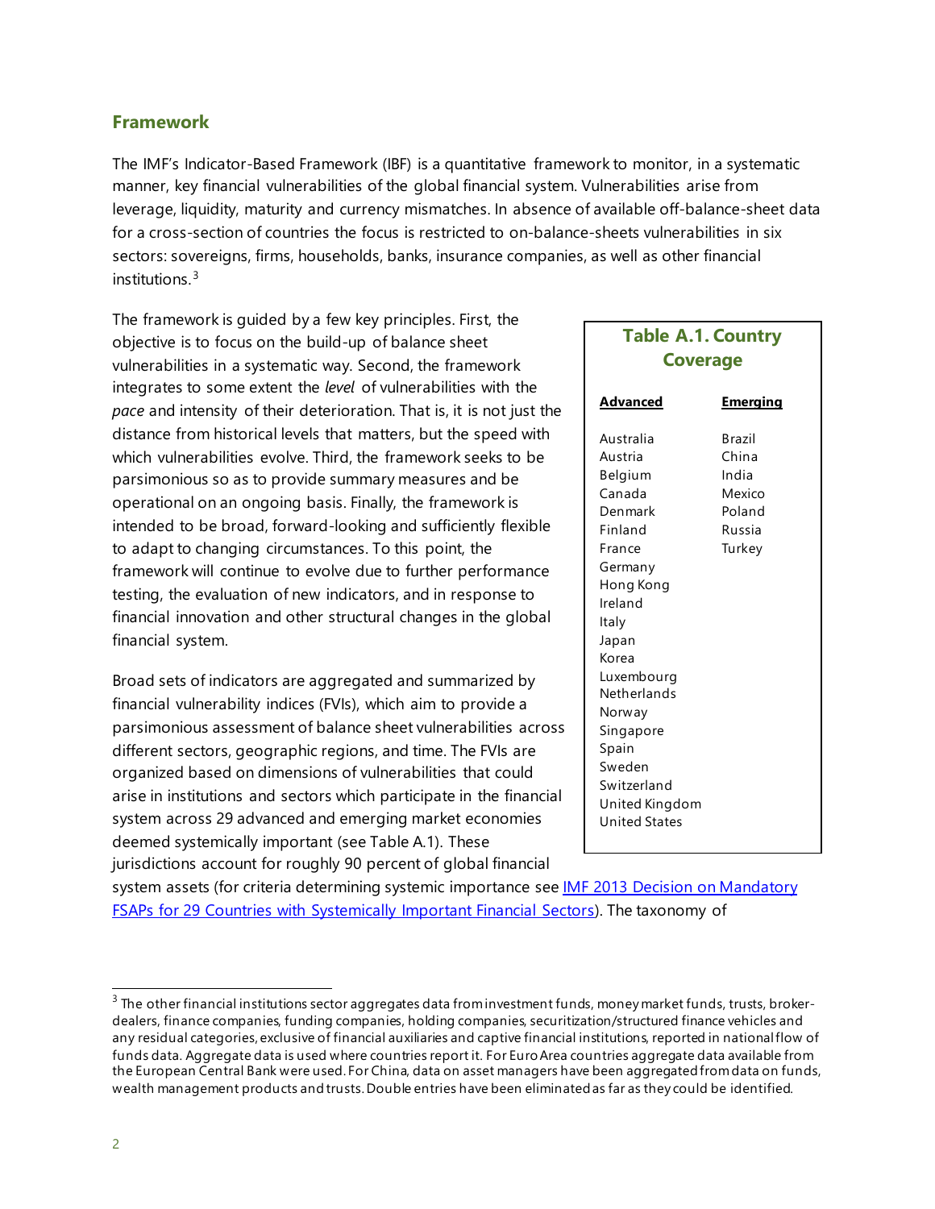## Framework

The IMF's Indicator-Based Framework (IBF) is a quantitative framework to monitor, in a systematic manner, key financial vulnerabilities of the global financial system. Vulnerabilities arise from leverage, liquidity, maturity and currency mismatches. In absence of available off-balance-sheet data for a cross-section of countries the focus is restricted to on-balance-sheets vulnerabilities in six sectors: sovereigns, firms, households, banks, insurance companies, as well as other financial institutions.[3]

The framework is guided by a few key principles. First, the objective is to focus on the build-up of balance sheet vulnerabilities in a systematic way. Second, the framework integrates to some extent the *level* of vulnerabilities with the *pace* and intensity of their deterioration. That is, it is not just the distance from historical levels that matters, but the speed with which vulnerabilities evolve. Third, the framework seeks to be parsimonious so as to provide summary measures and be operational on an ongoing basis. Finally, the framework is intended to be broad, forward-looking and sufficiently flexible to adapt to changing circumstances. To this point, the framework will continue to evolve due to further performance testing, the evaluation of new indicators, and in response to financial innovation and other structural changes in the global financial system.

Broad sets of indicators are aggregated and summarized by financial vulnerability indices (FVIs), which aim to provide a parsimonious assessment of balance sheet vulnerabilities across different sectors, geographic regions, and time. The FVIs are organized based on dimensions of vulnerabilities that could arise in institutions and sectors which participate in the financial system across 29 advanced and emerging market economies deemed systemically important (see Table A.1). These jurisdictions account for roughly 90 percent of global financial system assets (for criteria determining systemic importance see [IMF 2013 Decision on Mandatory FSAPs for 29 Countries with Systemically Important Financial Sectors]). The taxonomy of

**Table A.1. Country Coverage**

| **Advanced** | **Emerging** |
|---|---|
| Australia | Brazil |
| Austria | China |
| Belgium | India |
| Canada | Mexico |
| Denmark | Poland |
| Finland | Russia |
| France | Turkey |
| Germany | |
| Hong Kong | |
| Ireland | |
| Italy | |
| Japan | |
| Korea | |
| Luxembourg | |
| Netherlands | |
| Norway | |
| Singapore | |
| Spain | |
| Sweden | |
| Switzerland | |
| United Kingdom | |
| United States | |

[3] The other financial institutions sector aggregates data from investment funds, money market funds, trusts, broker-dealers, finance companies, funding companies, holding companies, securitization/structured finance vehicles and any residual categories, exclusive of financial auxiliaries and captive financial institutions, reported in national flow of funds data. Aggregate data is used where countries report it. For Euro Area countries aggregate data available from the European Central Bank were used. For China, data on asset managers have been aggregated from data on funds, wealth management products and trusts. Double entries have been eliminated as far as they could be identified.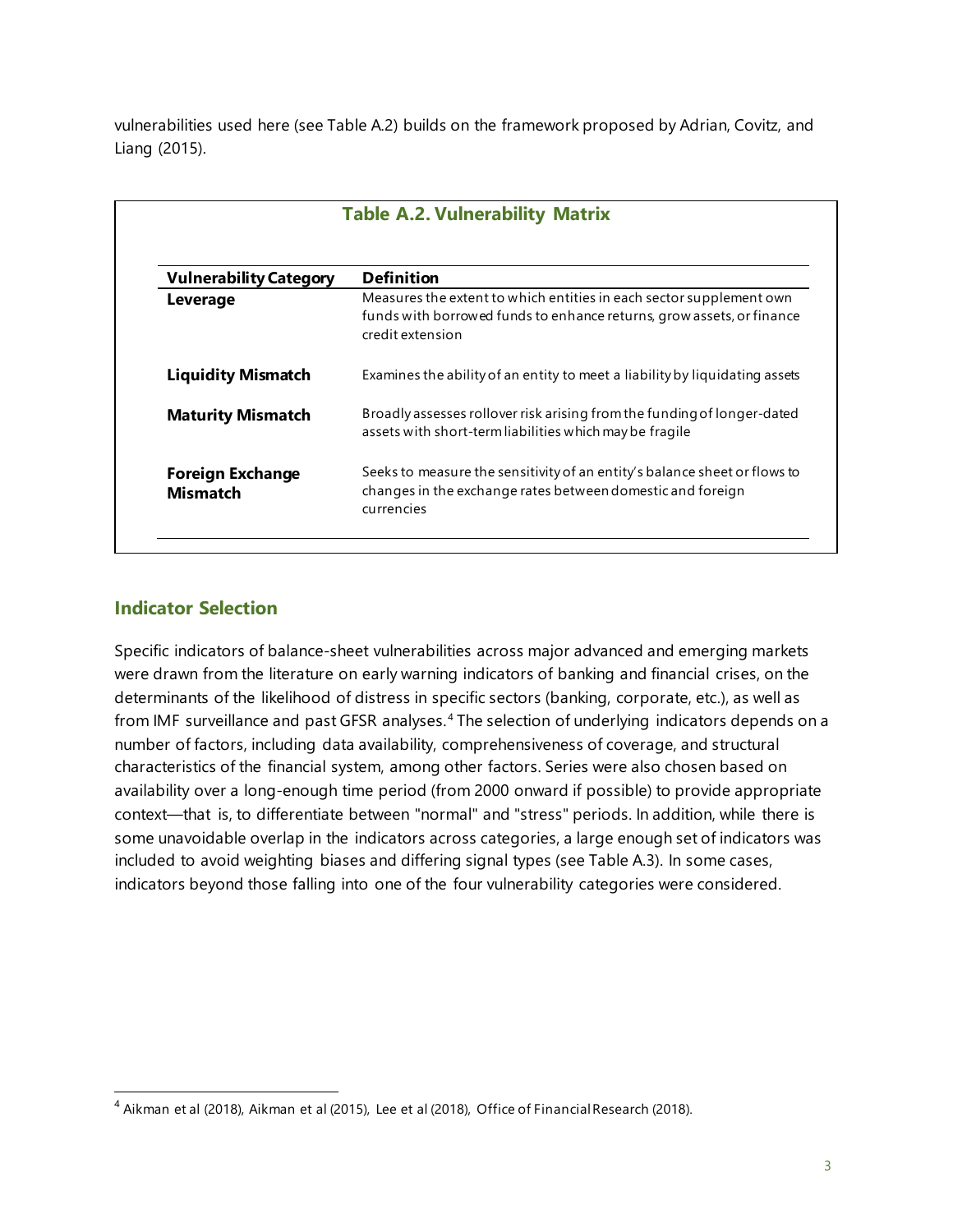vulnerabilities used here (see Table A.2) builds on the framework proposed by Adrian, Covitz, and Liang (2015).

**Table A.2. Vulnerability Matrix**

| Vulnerability Category | Definition |
|---|---|
| **Leverage** | Measures the extent to which entities in each sector supplement own funds with borrowed funds to enhance returns, grow assets, or finance credit extension |
| **Liquidity Mismatch** | Examines the ability of an entity to meet a liability by liquidating assets |
| **Maturity Mismatch** | Broadly assesses rollover risk arising from the funding of longer-dated assets with short-term liabilities which may be fragile |
| **Foreign Exchange Mismatch** | Seeks to measure the sensitivity of an entity's balance sheet or flows to changes in the exchange rates between domestic and foreign currencies |

## Indicator Selection

Specific indicators of balance-sheet vulnerabilities across major advanced and emerging markets were drawn from the literature on early warning indicators of banking and financial crises, on the determinants of the likelihood of distress in specific sectors (banking, corporate, etc.), as well as from IMF surveillance and past GFSR analyses.[4] The selection of underlying indicators depends on a number of factors, including data availability, comprehensiveness of coverage, and structural characteristics of the financial system, among other factors. Series were also chosen based on availability over a long-enough time period (from 2000 onward if possible) to provide appropriate context—that is, to differentiate between "normal" and "stress" periods. In addition, while there is some unavoidable overlap in the indicators across categories, a large enough set of indicators was included to avoid weighting biases and differing signal types (see Table A.3). In some cases, indicators beyond those falling into one of the four vulnerability categories were considered.

[4] Aikman et al (2018), Aikman et al (2015), Lee et al (2018), Office of Financial Research (2018).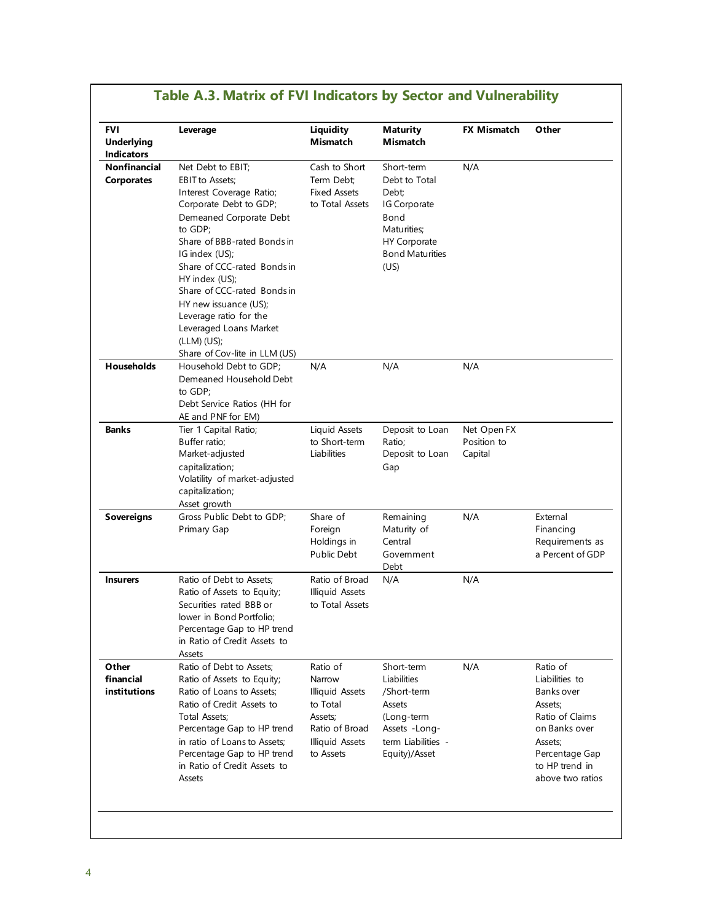### Table A.3. Matrix of FVI Indicators by Sector and Vulnerability

| FVI Underlying Indicators | Leverage | Liquidity Mismatch | Maturity Mismatch | FX Mismatch | Other |
|---|---|---|---|---|---|
| **Nonfinancial Corporates** | Net Debt to EBIT; EBIT to Assets; Interest Coverage Ratio; Corporate Debt to GDP; Demeaned Corporate Debt to GDP; Share of BBB-rated Bonds in IG index (US); Share of CCC-rated Bonds in HY index (US); Share of CCC-rated Bonds in HY new issuance (US); Leverage ratio for the Leveraged Loans Market (LLM) (US); Share of Cov-lite in LLM (US) | Cash to Short Term Debt; Fixed Assets to Total Assets | Short-term Debt to Total Debt; IG Corporate Bond Maturities; HY Corporate Bond Maturities (US) | N/A | |
| **Households** | Household Debt to GDP; Demeaned Household Debt to GDP; Debt Service Ratios (HH for AE and PNF for EM) | N/A | N/A | N/A | |
| **Banks** | Tier 1 Capital Ratio; Buffer ratio; Market-adjusted capitalization; Volatility of market-adjusted capitalization; Asset growth | Liquid Assets to Short-term Liabilities | Deposit to Loan Ratio; Deposit to Loan Gap | Net Open FX Position to Capital | |
| **Sovereigns** | Gross Public Debt to GDP; Primary Gap | Share of Foreign Holdings in Public Debt | Remaining Maturity of Central Government Debt | N/A | External Financing Requirements as a Percent of GDP |
| **Insurers** | Ratio of Debt to Assets; Ratio of Assets to Equity; Securities rated BBB or lower in Bond Portfolio; Percentage Gap to HP trend in Ratio of Credit Assets to Assets | Ratio of Broad Illiquid Assets to Total Assets | N/A | N/A | |
| **Other financial institutions** | Ratio of Debt to Assets; Ratio of Assets to Equity; Ratio of Loans to Assets; Ratio of Credit Assets to Total Assets; Percentage Gap to HP trend in ratio of Loans to Assets; Percentage Gap to HP trend in Ratio of Credit Assets to Assets | Ratio of Narrow Illiquid Assets to Total Assets; Ratio of Broad Illiquid Assets to Assets | Short-term Liabilities /Short-term Assets (Long-term Assets -Long-term Liabilities - Equity)/Asset | N/A | Ratio of Liabilities to Banks over Assets; Ratio of Claims on Banks over Assets; Percentage Gap to HP trend in above two ratios |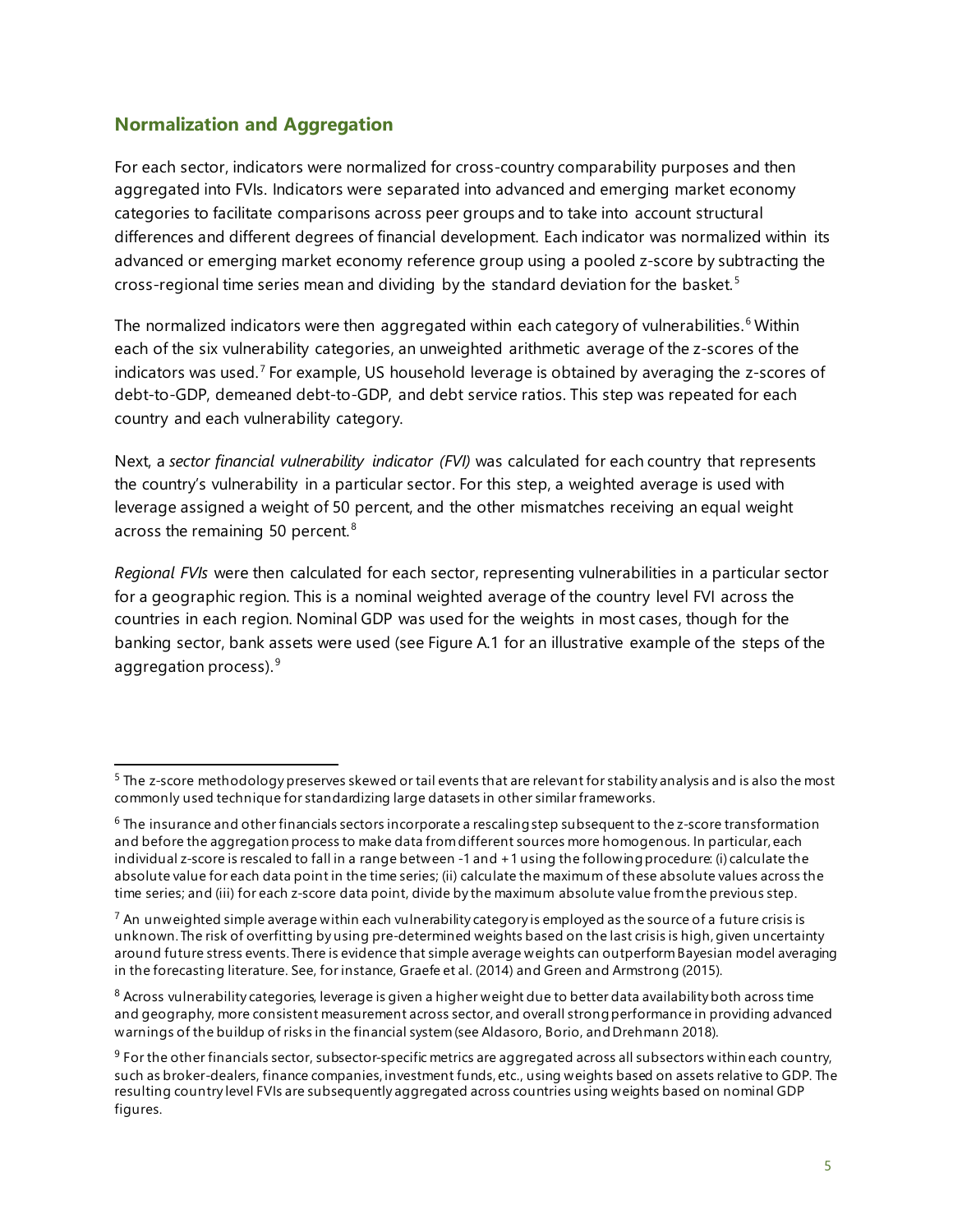### Normalization and Aggregation

For each sector, indicators were normalized for cross-country comparability purposes and then aggregated into FVIs. Indicators were separated into advanced and emerging market economy categories to facilitate comparisons across peer groups and to take into account structural differences and different degrees of financial development. Each indicator was normalized within its advanced or emerging market economy reference group using a pooled z-score by subtracting the cross-regional time series mean and dividing by the standard deviation for the basket.[5]

The normalized indicators were then aggregated within each category of vulnerabilities.[6] Within each of the six vulnerability categories, an unweighted arithmetic average of the z-scores of the indicators was used.[7] For example, US household leverage is obtained by averaging the z-scores of debt-to-GDP, demeaned debt-to-GDP, and debt service ratios. This step was repeated for each country and each vulnerability category.

Next, a *sector financial vulnerability indicator (FVI)* was calculated for each country that represents the country's vulnerability in a particular sector. For this step, a weighted average is used with leverage assigned a weight of 50 percent, and the other mismatches receiving an equal weight across the remaining 50 percent.[8]

*Regional FVIs* were then calculated for each sector, representing vulnerabilities in a particular sector for a geographic region. This is a nominal weighted average of the country level FVI across the countries in each region. Nominal GDP was used for the weights in most cases, though for the banking sector, bank assets were used (see Figure A.1 for an illustrative example of the steps of the aggregation process).[9]

---

[5] The z-score methodology preserves skewed or tail events that are relevant for stability analysis and is also the most commonly used technique for standardizing large datasets in other similar frameworks.

[6] The insurance and other financials sectors incorporate a rescaling step subsequent to the z-score transformation and before the aggregation process to make data from different sources more homogenous. In particular, each individual z-score is rescaled to fall in a range between -1 and +1 using the following procedure: (i) calculate the absolute value for each data point in the time series; (ii) calculate the maximum of these absolute values across the time series; and (iii) for each z-score data point, divide by the maximum absolute value from the previous step.

[7] An unweighted simple average within each vulnerability category is employed as the source of a future crisis is unknown. The risk of overfitting by using pre-determined weights based on the last crisis is high, given uncertainty around future stress events. There is evidence that simple average weights can outperform Bayesian model averaging in the forecasting literature. See, for instance, Graefe et al. (2014) and Green and Armstrong (2015).

[8] Across vulnerability categories, leverage is given a higher weight due to better data availability both across time and geography, more consistent measurement across sector, and overall strong performance in providing advanced warnings of the buildup of risks in the financial system (see Aldasoro, Borio, and Drehmann 2018).

[9] For the other financials sector, subsector-specific metrics are aggregated across all subsectors within each country, such as broker-dealers, finance companies, investment funds, etc., using weights based on assets relative to GDP. The resulting country level FVIs are subsequently aggregated across countries using weights based on nominal GDP figures.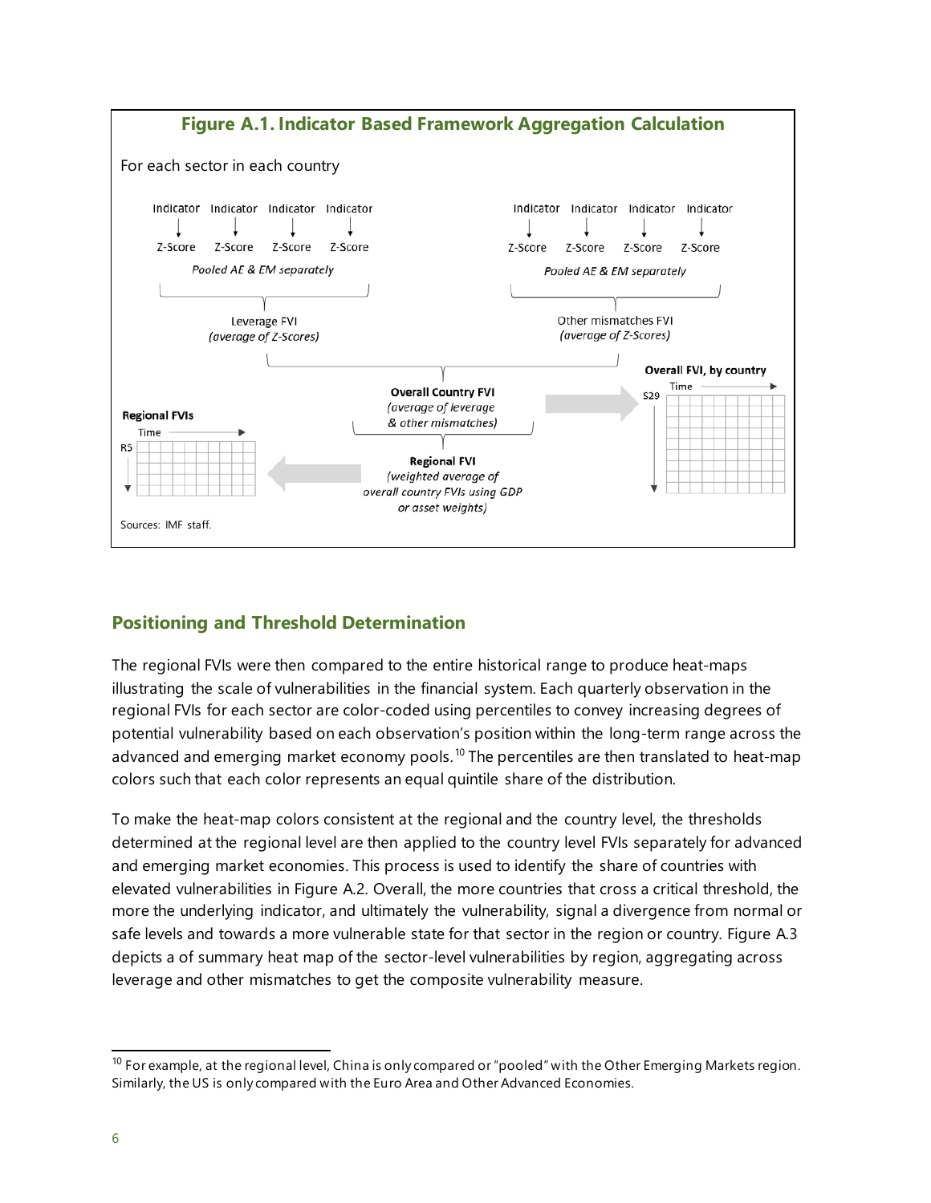**Figure A.1. Indicator Based Framework Aggregation Calculation**

For each sector in each country

Indicator → Z-Score; Indicator → Z-Score; Indicator → Z-Score; Indicator → Z-Score
*Pooled AE & EM separately*

Leverage FVI
*(average of Z-Scores)*

Indicator → Z-Score; Indicator → Z-Score; Indicator → Z-Score; Indicator → Z-Score
*Pooled AE & EM separately*

Other mismatches FVI
*(average of Z-Scores)*

**Overall Country FVI**
*(average of leverage & other mismatches)*

**Overall FVI, by country**
Time; S29

**Regional FVI**
*(weighted average of overall country FVIs using GDP or asset weights)*

**Regional FVIs**
Time; R5

Sources: IMF staff.

## Positioning and Threshold Determination

The regional FVIs were then compared to the entire historical range to produce heat-maps illustrating the scale of vulnerabilities in the financial system. Each quarterly observation in the regional FVIs for each sector are color-coded using percentiles to convey increasing degrees of potential vulnerability based on each observation's position within the long-term range across the advanced and emerging market economy pools.[10] The percentiles are then translated to heat-map colors such that each color represents an equal quintile share of the distribution.

To make the heat-map colors consistent at the regional and the country level, the thresholds determined at the regional level are then applied to the country level FVIs separately for advanced and emerging market economies. This process is used to identify the share of countries with elevated vulnerabilities in Figure A.2. Overall, the more countries that cross a critical threshold, the more the underlying indicator, and ultimately the vulnerability, signal a divergence from normal or safe levels and towards a more vulnerable state for that sector in the region or country. Figure A.3 depicts a of summary heat map of the sector-level vulnerabilities by region, aggregating across leverage and other mismatches to get the composite vulnerability measure.

[10] For example, at the regional level, China is only compared or "pooled" with the Other Emerging Markets region. Similarly, the US is only compared with the Euro Area and Other Advanced Economies.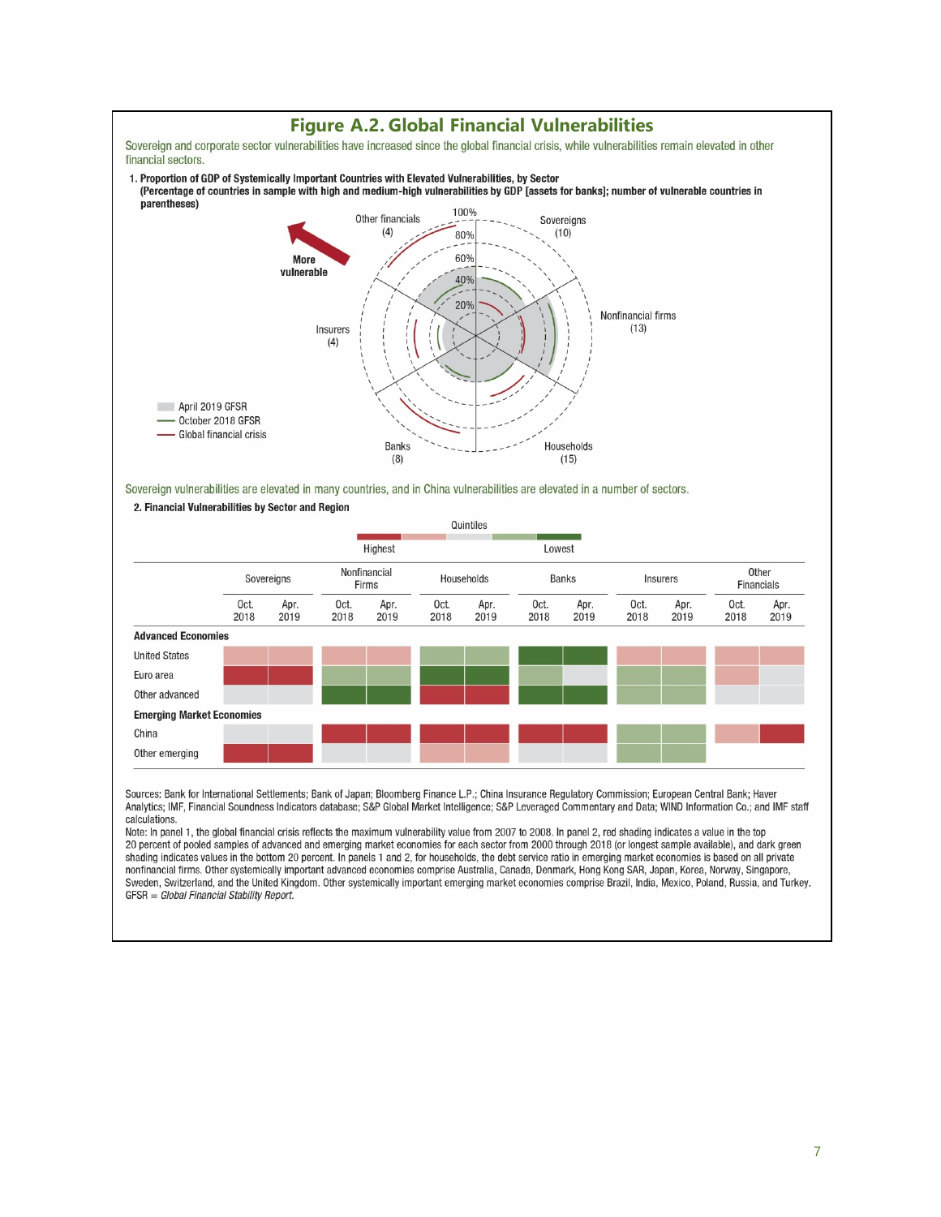## Figure A.2. Global Financial Vulnerabilities

Sovereign and corporate sector vulnerabilities have increased since the global financial crisis, while vulnerabilities remain elevated in other financial sectors.

**1. Proportion of GDP of Systemically Important Countries with Elevated Vulnerabilities, by Sector**
**(Percentage of countries in sample with high and medium-high vulnerabilities by GDP [assets for banks]; number of vulnerable countries in parentheses)**

Other financials (4) · Sovereigns (10) · Nonfinancial firms (13) · Households (15) · Banks (8) · Insurers (4)

More vulnerable

April 2019 GFSR
October 2018 GFSR
Global financial crisis

Sovereign vulnerabilities are elevated in many countries, and in China vulnerabilities are elevated in a number of sectors.

**2. Financial Vulnerabilities by Sector and Region**

Quintiles: Highest — Lowest

| | Sovereigns | | Nonfinancial Firms | | Households | | Banks | | Insurers | | Other Financials | |
|---|---|---|---|---|---|---|---|---|---|---|---|---|
| | Oct. 2018 | Apr. 2019 | Oct. 2018 | Apr. 2019 | Oct. 2018 | Apr. 2019 | Oct. 2018 | Apr. 2019 | Oct. 2018 | Apr. 2019 | Oct. 2018 | Apr. 2019 |
| **Advanced Economies** | | | | | | | | | | | | |
| United States | Medium-high | Medium-high | Medium-high | Medium-high | Medium-low | Medium-low | Lowest | Lowest | Medium-high | Medium-high | Medium-high | Medium-high |
| Euro area | Highest | Highest | Medium-low | Medium-low | Lowest | Lowest | Medium-low | Medium | Medium-low | Medium-low | Medium-high | Medium |
| Other advanced | Medium | Medium | Lowest | Lowest | Highest | Highest | Lowest | Lowest | Medium-low | Medium-low | Medium | Medium |
| **Emerging Market Economies** | | | | | | | | | | | | |
| China | Medium | Medium | Highest | Highest | Highest | Highest | Highest | Highest | Medium-low | Medium-low | Medium-high | Highest |
| Other emerging | Highest | Highest | Medium | Medium | Medium-high | Medium-high | Medium | Medium | Medium-low | Medium-low | | |

Sources: Bank for International Settlements; Bank of Japan; Bloomberg Finance L.P.; China Insurance Regulatory Commission; European Central Bank; Haver Analytics; IMF, Financial Soundness Indicators database; S&P Global Market Intelligence; S&P Leveraged Commentary and Data; WIND Information Co.; and IMF staff calculations.

Note: In panel 1, the global financial crisis reflects the maximum vulnerability value from 2007 to 2008. In panel 2, red shading indicates a value in the top 20 percent of pooled samples of advanced and emerging market economies for each sector from 2000 through 2018 (or longest sample available), and dark green shading indicates values in the bottom 20 percent. In panels 1 and 2, for households, the debt service ratio in emerging market economies is based on all private nonfinancial firms. Other systemically important advanced economies comprise Australia, Canada, Denmark, Hong Kong SAR, Japan, Korea, Norway, Singapore, Sweden, Switzerland, and the United Kingdom. Other systemically important emerging market economies comprise Brazil, India, Mexico, Poland, Russia, and Turkey. GFSR = *Global Financial Stability Report*.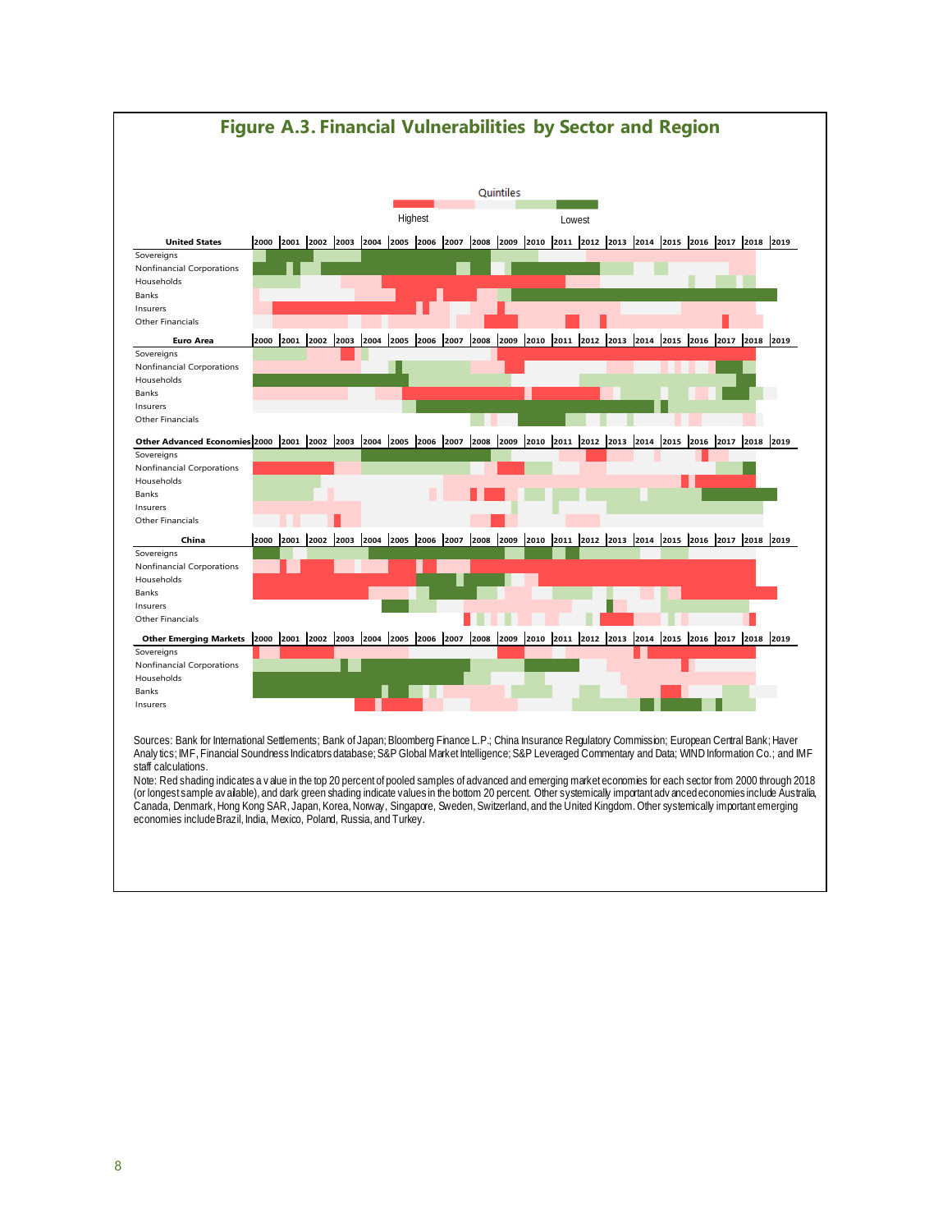## Figure A.3. Financial Vulnerabilities by Sector and Region

Quintiles: Highest — Lowest

**United States**: Sovereigns; Nonfinancial Corporations; Households; Banks; Insurers; Other Financials

**Euro Area**: Sovereigns; Nonfinancial Corporations; Households; Banks; Insurers; Other Financials

**Other Advanced Economies**: Sovereigns; Nonfinancial Corporations; Households; Banks; Insurers; Other Financials

**China**: Sovereigns; Nonfinancial Corporations; Households; Banks; Insurers; Other Financials

**Other Emerging Markets**: Sovereigns; Nonfinancial Corporations; Households; Banks; Insurers

2000 2001 2002 2003 2004 2005 2006 2007 2008 2009 2010 2011 2012 2013 2014 2015 2016 2017 2018 2019

Sources: Bank for International Settlements; Bank of Japan; Bloomberg Finance L.P.; China Insurance Regulatory Commission; European Central Bank; Haver Analytics; IMF, Financial Soundness Indicators database; S&P Global Market Intelligence; S&P Leveraged Commentary and Data; WIND Information Co.; and IMF staff calculations.

Note: Red shading indicates a value in the top 20 percent of pooled samples of advanced and emerging market economies for each sector from 2000 through 2018 (or longest sample available), and dark green shading indicate values in the bottom 20 percent. Other systemically important advanced economies include Australia, Canada, Denmark, Hong Kong SAR, Japan, Korea, Norway, Singapore, Sweden, Switzerland, and the United Kingdom. Other systemically important emerging economies include Brazil, India, Mexico, Poland, Russia, and Turkey.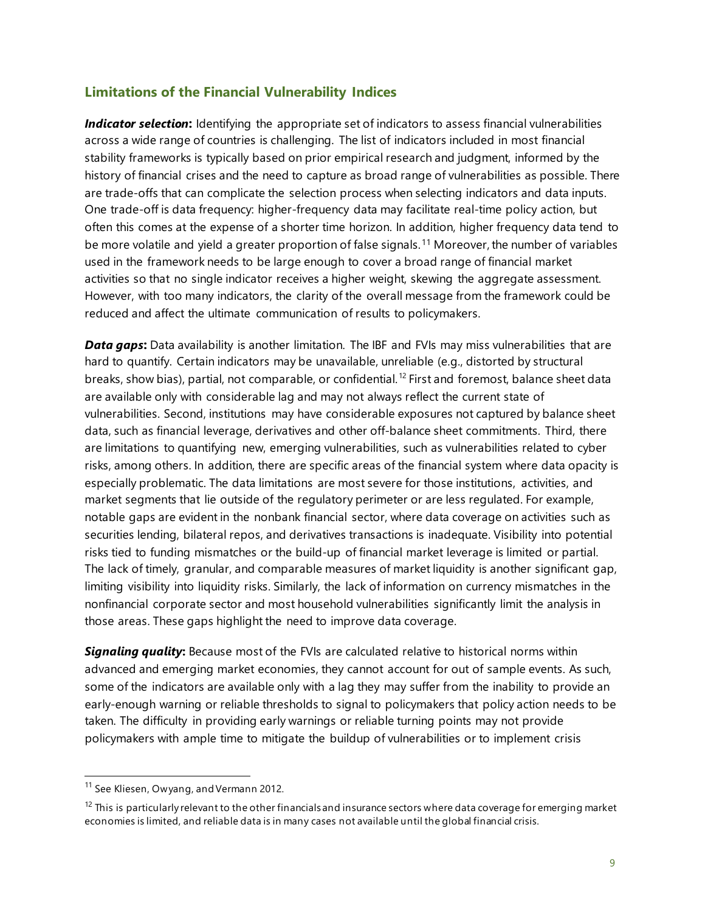## Limitations of the Financial Vulnerability Indices

***Indicator selection*:** Identifying the appropriate set of indicators to assess financial vulnerabilities across a wide range of countries is challenging. The list of indicators included in most financial stability frameworks is typically based on prior empirical research and judgment, informed by the history of financial crises and the need to capture as broad range of vulnerabilities as possible. There are trade-offs that can complicate the selection process when selecting indicators and data inputs. One trade-off is data frequency: higher-frequency data may facilitate real-time policy action, but often this comes at the expense of a shorter time horizon. In addition, higher frequency data tend to be more volatile and yield a greater proportion of false signals.[11] Moreover, the number of variables used in the framework needs to be large enough to cover a broad range of financial market activities so that no single indicator receives a higher weight, skewing the aggregate assessment. However, with too many indicators, the clarity of the overall message from the framework could be reduced and affect the ultimate communication of results to policymakers.

***Data gaps*:** Data availability is another limitation. The IBF and FVIs may miss vulnerabilities that are hard to quantify. Certain indicators may be unavailable, unreliable (e.g., distorted by structural breaks, show bias), partial, not comparable, or confidential.[12] First and foremost, balance sheet data are available only with considerable lag and may not always reflect the current state of vulnerabilities. Second, institutions may have considerable exposures not captured by balance sheet data, such as financial leverage, derivatives and other off-balance sheet commitments. Third, there are limitations to quantifying new, emerging vulnerabilities, such as vulnerabilities related to cyber risks, among others. In addition, there are specific areas of the financial system where data opacity is especially problematic. The data limitations are most severe for those institutions, activities, and market segments that lie outside of the regulatory perimeter or are less regulated. For example, notable gaps are evident in the nonbank financial sector, where data coverage on activities such as securities lending, bilateral repos, and derivatives transactions is inadequate. Visibility into potential risks tied to funding mismatches or the build-up of financial market leverage is limited or partial. The lack of timely, granular, and comparable measures of market liquidity is another significant gap, limiting visibility into liquidity risks. Similarly, the lack of information on currency mismatches in the nonfinancial corporate sector and most household vulnerabilities significantly limit the analysis in those areas. These gaps highlight the need to improve data coverage.

***Signaling quality*:** Because most of the FVIs are calculated relative to historical norms within advanced and emerging market economies, they cannot account for out of sample events. As such, some of the indicators are available only with a lag they may suffer from the inability to provide an early-enough warning or reliable thresholds to signal to policymakers that policy action needs to be taken. The difficulty in providing early warnings or reliable turning points may not provide policymakers with ample time to mitigate the buildup of vulnerabilities or to implement crisis

---

[11] See Kliesen, Owyang, and Vermann 2012.

[12] This is particularly relevant to the other financials and insurance sectors where data coverage for emerging market economies is limited, and reliable data is in many cases not available until the global financial crisis.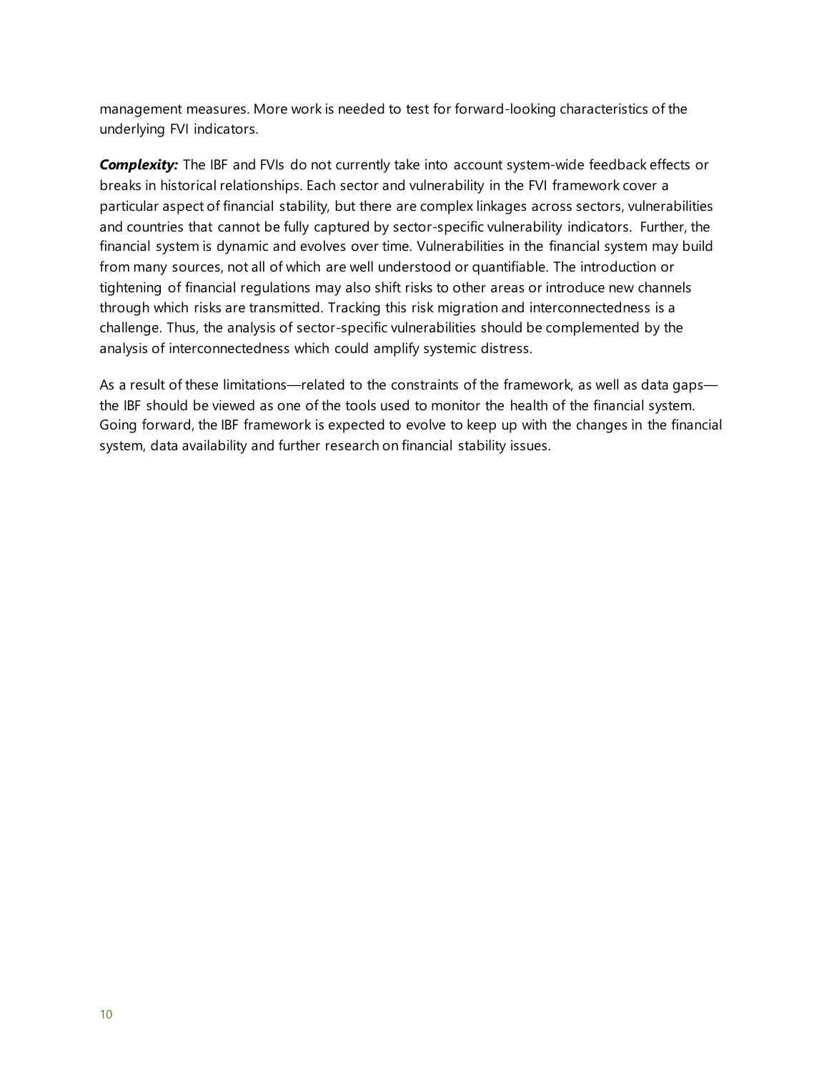management measures. More work is needed to test for forward-looking characteristics of the underlying FVI indicators.

***Complexity:*** The IBF and FVIs do not currently take into account system-wide feedback effects or breaks in historical relationships. Each sector and vulnerability in the FVI framework cover a particular aspect of financial stability, but there are complex linkages across sectors, vulnerabilities and countries that cannot be fully captured by sector-specific vulnerability indicators. Further, the financial system is dynamic and evolves over time. Vulnerabilities in the financial system may build from many sources, not all of which are well understood or quantifiable. The introduction or tightening of financial regulations may also shift risks to other areas or introduce new channels through which risks are transmitted. Tracking this risk migration and interconnectedness is a challenge. Thus, the analysis of sector-specific vulnerabilities should be complemented by the analysis of interconnectedness which could amplify systemic distress.

As a result of these limitations—related to the constraints of the framework, as well as data gaps—the IBF should be viewed as one of the tools used to monitor the health of the financial system. Going forward, the IBF framework is expected to evolve to keep up with the changes in the financial system, data availability and further research on financial stability issues.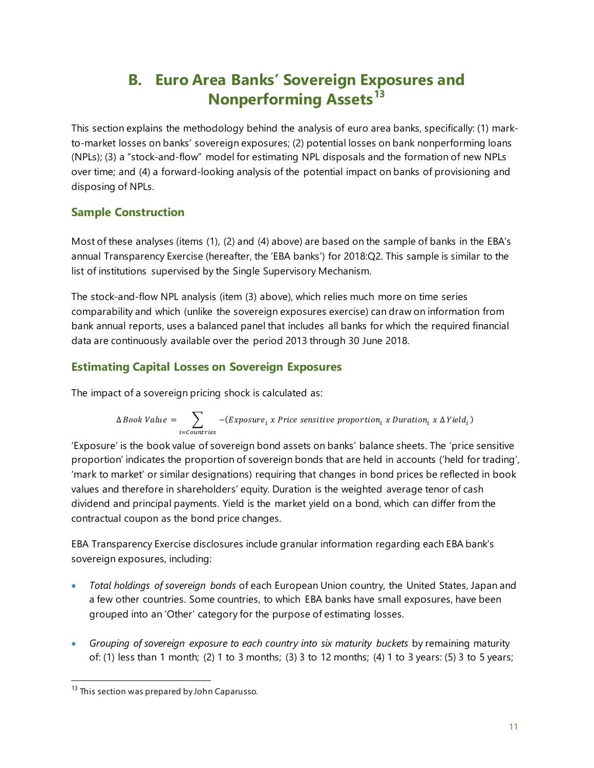## B. Euro Area Banks' Sovereign Exposures and Nonperforming Assets[13]

This section explains the methodology behind the analysis of euro area banks, specifically: (1) mark-to-market losses on banks' sovereign exposures; (2) potential losses on bank nonperforming loans (NPLs); (3) a "stock-and-flow" model for estimating NPL disposals and the formation of new NPLs over time; and (4) a forward-looking analysis of the potential impact on banks of provisioning and disposing of NPLs.

### Sample Construction

Most of these analyses (items (1), (2) and (4) above) are based on the sample of banks in the EBA's annual Transparency Exercise (hereafter, the 'EBA banks') for 2018:Q2. This sample is similar to the list of institutions supervised by the Single Supervisory Mechanism.

The stock-and-flow NPL analysis (item (3) above), which relies much more on time series comparability and which (unlike the sovereign exposures exercise) can draw on information from bank annual reports, uses a balanced panel that includes all banks for which the required financial data are continuously available over the period 2013 through 30 June 2018.

### Estimating Capital Losses on Sovereign Exposures

The impact of a sovereign pricing shock is calculated as:

$$\Delta\, Book\ Value = \sum_{i=Countries} -(Exposure_i \ x\ Price\ sensitive\ proportion_i \ x\ Duration_i \ x\ \Delta Yield_i)$$

'Exposure' is the book value of sovereign bond assets on banks' balance sheets. The 'price sensitive proportion' indicates the proportion of sovereign bonds that are held in accounts ('held for trading', 'mark to market' or similar designations) requiring that changes in bond prices be reflected in book values and therefore in shareholders' equity. Duration is the weighted average tenor of cash dividend and principal payments. Yield is the market yield on a bond, which can differ from the contractual coupon as the bond price changes.

EBA Transparency Exercise disclosures include granular information regarding each EBA bank's sovereign exposures, including:

- *Total holdings of sovereign bonds* of each European Union country, the United States, Japan and a few other countries. Some countries, to which EBA banks have small exposures, have been grouped into an 'Other' category for the purpose of estimating losses.
- *Grouping of sovereign exposure to each country into six maturity buckets* by remaining maturity of: (1) less than 1 month; (2) 1 to 3 months; (3) 3 to 12 months; (4) 1 to 3 years: (5) 3 to 5 years;

[13] This section was prepared by John Caparusso.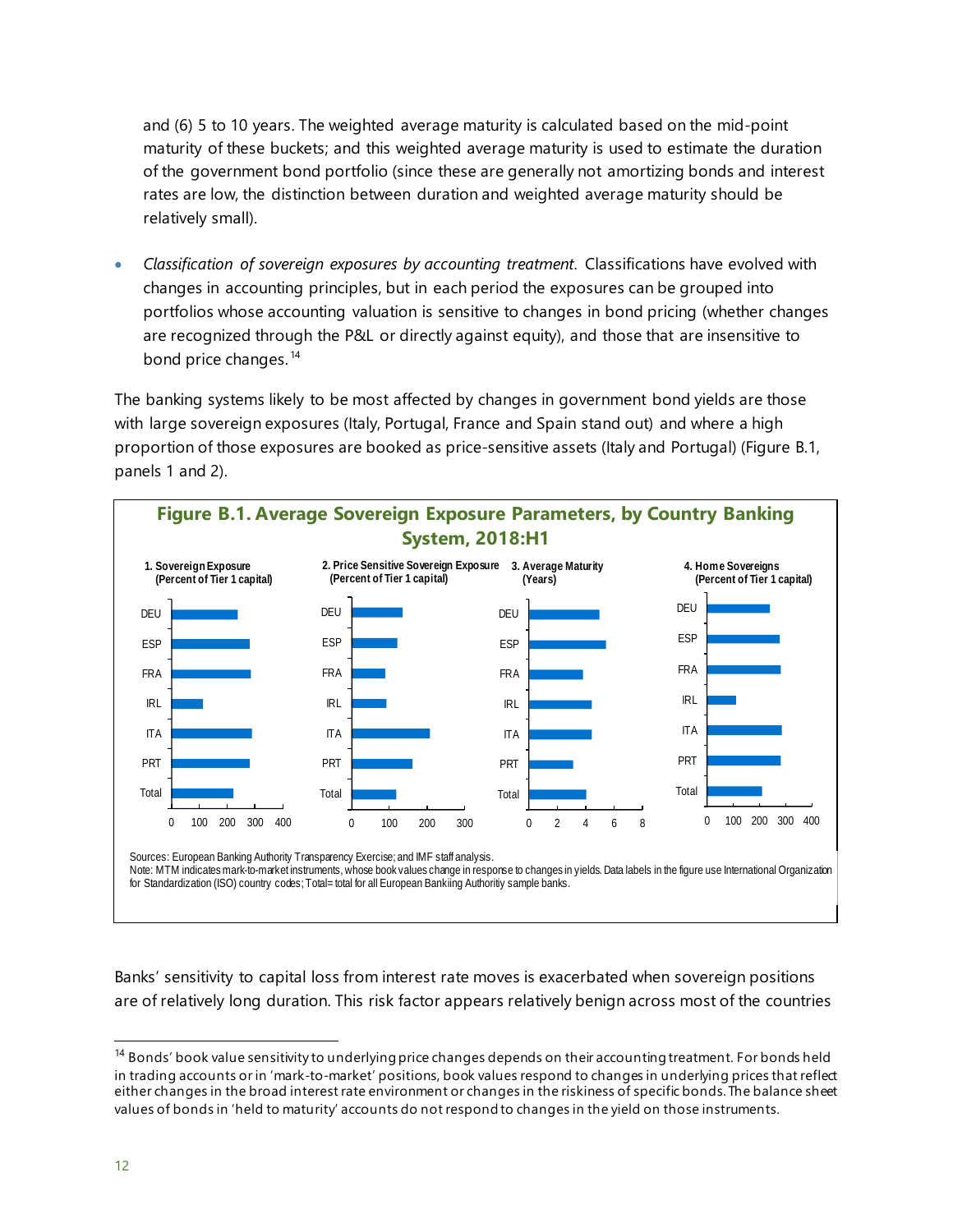and (6) 5 to 10 years. The weighted average maturity is calculated based on the mid-point maturity of these buckets; and this weighted average maturity is used to estimate the duration of the government bond portfolio (since these are generally not amortizing bonds and interest rates are low, the distinction between duration and weighted average maturity should be relatively small).

- *Classification of sovereign exposures by accounting treatment.* Classifications have evolved with changes in accounting principles, but in each period the exposures can be grouped into portfolios whose accounting valuation is sensitive to changes in bond pricing (whether changes are recognized through the P&L or directly against equity), and those that are insensitive to bond price changes.[14]

The banking systems likely to be most affected by changes in government bond yields are those with large sovereign exposures (Italy, Portugal, France and Spain stand out) and where a high proportion of those exposures are booked as price-sensitive assets (Italy and Portugal) (Figure B.1, panels 1 and 2).

**Figure B.1. Average Sovereign Exposure Parameters, by Country Banking System, 2018:H1**

1. Sovereign Exposure (Percent of Tier 1 capital)
2. Price Sensitive Sovereign Exposure (Percent of Tier 1 capital)
3. Average Maturity (Years)
4. Home Sovereigns (Percent of Tier 1 capital)

Sources: European Banking Authority Transparency Exercise; and IMF staff analysis.
Note: MTM indicates mark-to-market instruments, whose book values change in response to changes in yields. Data labels in the figure use International Organization for Standardization (ISO) country codes; Total= total for all European Bankiing Authoritiy sample banks.

Banks' sensitivity to capital loss from interest rate moves is exacerbated when sovereign positions are of relatively long duration. This risk factor appears relatively benign across most of the countries

[14] Bonds' book value sensitivity to underlying price changes depends on their accounting treatment. For bonds held in trading accounts or in 'mark-to-market' positions, book values respond to changes in underlying prices that reflect either changes in the broad interest rate environment or changes in the riskiness of specific bonds. The balance sheet values of bonds in 'held to maturity' accounts do not respond to changes in the yield on those instruments.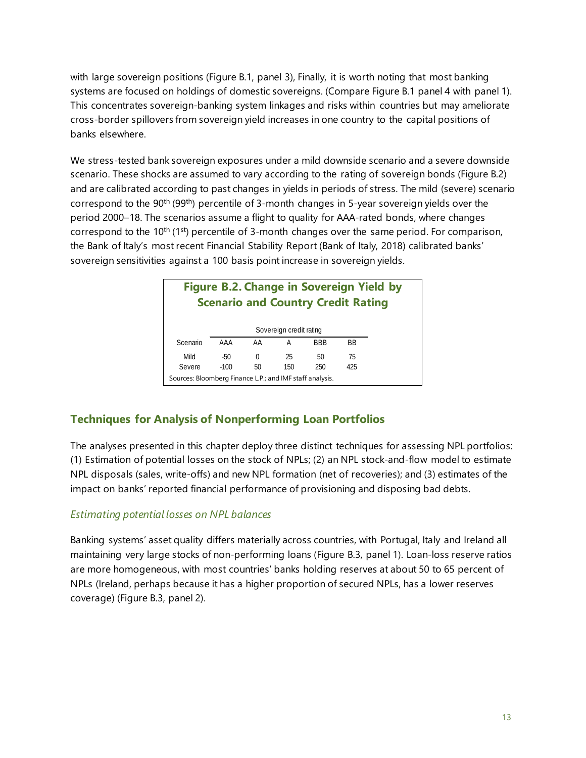with large sovereign positions (Figure B.1, panel 3), Finally, it is worth noting that most banking systems are focused on holdings of domestic sovereigns. (Compare Figure B.1 panel 4 with panel 1). This concentrates sovereign-banking system linkages and risks within countries but may ameliorate cross-border spillovers from sovereign yield increases in one country to the capital positions of banks elsewhere.

We stress-tested bank sovereign exposures under a mild downside scenario and a severe downside scenario. These shocks are assumed to vary according to the rating of sovereign bonds (Figure B.2) and are calibrated according to past changes in yields in periods of stress. The mild (severe) scenario correspond to the 90th (99th) percentile of 3-month changes in 5-year sovereign yields over the period 2000–18. The scenarios assume a flight to quality for AAA-rated bonds, where changes correspond to the 10th (1st) percentile of 3-month changes over the same period. For comparison, the Bank of Italy's most recent Financial Stability Report (Bank of Italy, 2018) calibrated banks' sovereign sensitivities against a 100 basis point increase in sovereign yields.

**Figure B.2. Change in Sovereign Yield by Scenario and Country Credit Rating**

| | Sovereign credit rating | | | | |
|---|---|---|---|---|---|
| Scenario | AAA | AA | A | BBB | BB |
| Mild | -50 | 0 | 25 | 50 | 75 |
| Severe | -100 | 50 | 150 | 250 | 425 |

Sources: Bloomberg Finance L.P.; and IMF staff analysis.

## Techniques for Analysis of Nonperforming Loan Portfolios

The analyses presented in this chapter deploy three distinct techniques for assessing NPL portfolios: (1) Estimation of potential losses on the stock of NPLs; (2) an NPL stock-and-flow model to estimate NPL disposals (sales, write-offs) and new NPL formation (net of recoveries); and (3) estimates of the impact on banks' reported financial performance of provisioning and disposing bad debts.

### *Estimating potential losses on NPL balances*

Banking systems' asset quality differs materially across countries, with Portugal, Italy and Ireland all maintaining very large stocks of non-performing loans (Figure B.3, panel 1). Loan-loss reserve ratios are more homogeneous, with most countries' banks holding reserves at about 50 to 65 percent of NPLs (Ireland, perhaps because it has a higher proportion of secured NPLs, has a lower reserves coverage) (Figure B.3, panel 2).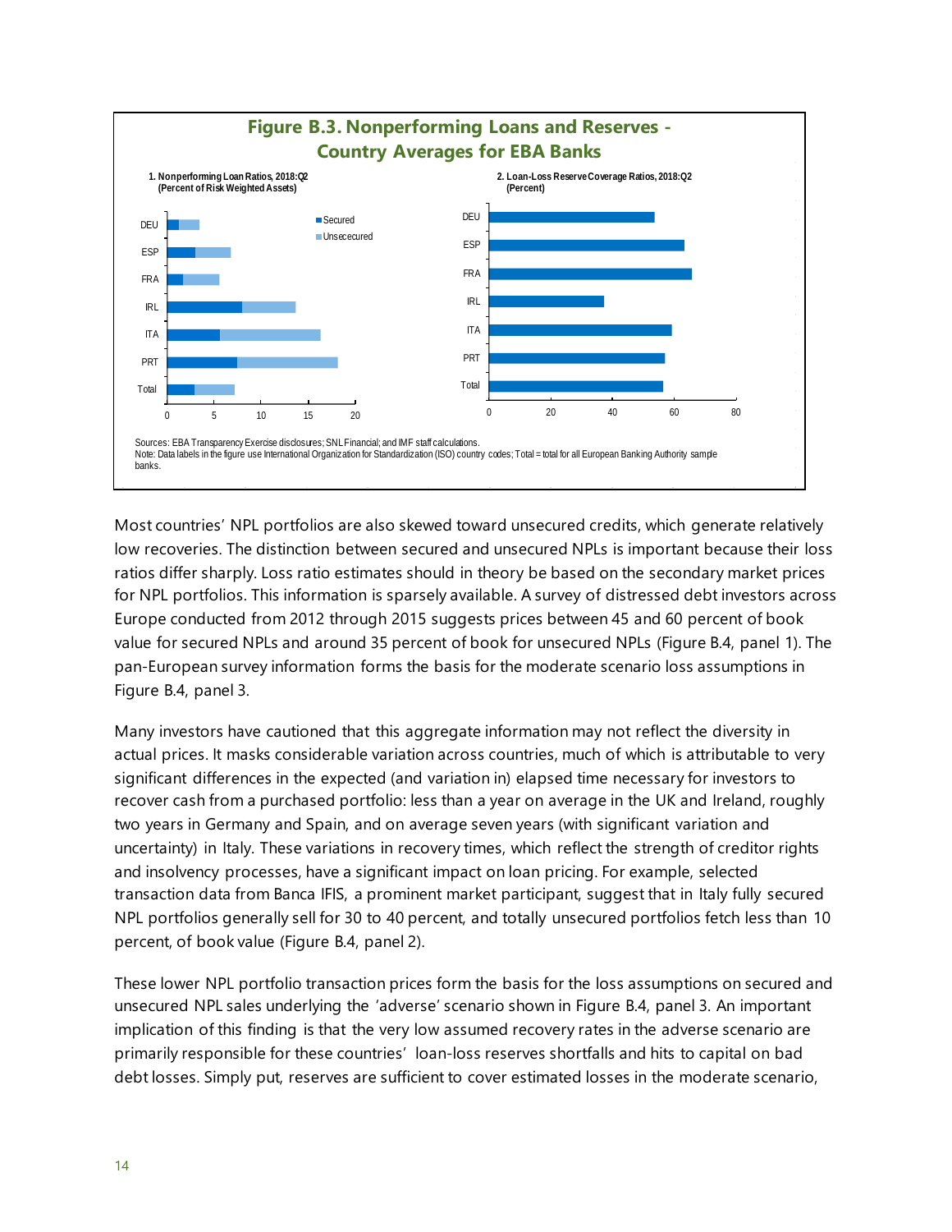**Figure B.3. Nonperforming Loans and Reserves - Country Averages for EBA Banks**

1. Nonperforming Loan Ratios, 2018:Q2 (Percent of Risk Weighted Assets)

2. Loan-Loss Reserve Coverage Ratios, 2018:Q2 (Percent)

Sources: EBA Transparency Exercise disclosures; SNL Financial; and IMF staff calculations.
Note: Data labels in the figure use International Organization for Standardization (ISO) country codes; Total = total for all European Banking Authority sample banks.

Most countries' NPL portfolios are also skewed toward unsecured credits, which generate relatively low recoveries. The distinction between secured and unsecured NPLs is important because their loss ratios differ sharply. Loss ratio estimates should in theory be based on the secondary market prices for NPL portfolios. This information is sparsely available. A survey of distressed debt investors across Europe conducted from 2012 through 2015 suggests prices between 45 and 60 percent of book value for secured NPLs and around 35 percent of book for unsecured NPLs (Figure B.4, panel 1). The pan-European survey information forms the basis for the moderate scenario loss assumptions in Figure B.4, panel 3.

Many investors have cautioned that this aggregate information may not reflect the diversity in actual prices. It masks considerable variation across countries, much of which is attributable to very significant differences in the expected (and variation in) elapsed time necessary for investors to recover cash from a purchased portfolio: less than a year on average in the UK and Ireland, roughly two years in Germany and Spain, and on average seven years (with significant variation and uncertainty) in Italy. These variations in recovery times, which reflect the strength of creditor rights and insolvency processes, have a significant impact on loan pricing. For example, selected transaction data from Banca IFIS, a prominent market participant, suggest that in Italy fully secured NPL portfolios generally sell for 30 to 40 percent, and totally unsecured portfolios fetch less than 10 percent, of book value (Figure B.4, panel 2).

These lower NPL portfolio transaction prices form the basis for the loss assumptions on secured and unsecured NPL sales underlying the 'adverse' scenario shown in Figure B.4, panel 3. An important implication of this finding is that the very low assumed recovery rates in the adverse scenario are primarily responsible for these countries' loan-loss reserves shortfalls and hits to capital on bad debt losses. Simply put, reserves are sufficient to cover estimated losses in the moderate scenario,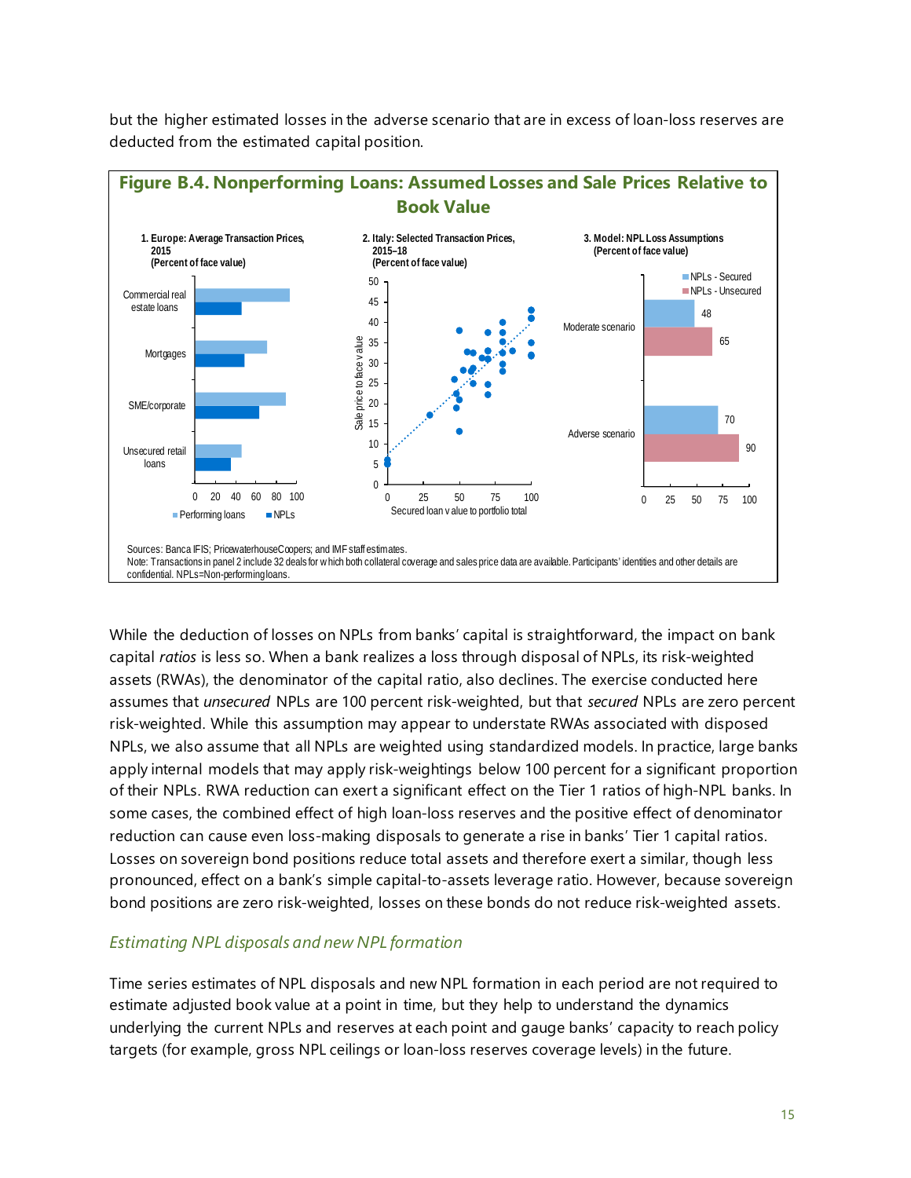but the higher estimated losses in the adverse scenario that are in excess of loan-loss reserves are deducted from the estimated capital position.

**Figure B.4. Nonperforming Loans: Assumed Losses and Sale Prices Relative to Book Value**

1. Europe: Average Transaction Prices, 2015 (Percent of face value)

2. Italy: Selected Transaction Prices, 2015–18 (Percent of face value)

3. Model: NPL Loss Assumptions (Percent of face value)

Sources: Banca IFIS; PricewaterhouseCoopers; and IMF staff estimates.
Note: Transactions in panel 2 include 32 deals for which both collateral coverage and sales price data are available. Participants' identities and other details are confidential. NPLs=Non-performing loans.

While the deduction of losses on NPLs from banks' capital is straightforward, the impact on bank capital *ratios* is less so. When a bank realizes a loss through disposal of NPLs, its risk-weighted assets (RWAs), the denominator of the capital ratio, also declines. The exercise conducted here assumes that *unsecured* NPLs are 100 percent risk-weighted, but that *secured* NPLs are zero percent risk-weighted. While this assumption may appear to understate RWAs associated with disposed NPLs, we also assume that all NPLs are weighted using standardized models. In practice, large banks apply internal models that may apply risk-weightings below 100 percent for a significant proportion of their NPLs. RWA reduction can exert a significant effect on the Tier 1 ratios of high-NPL banks. In some cases, the combined effect of high loan-loss reserves and the positive effect of denominator reduction can cause even loss-making disposals to generate a rise in banks' Tier 1 capital ratios. Losses on sovereign bond positions reduce total assets and therefore exert a similar, though less pronounced, effect on a bank's simple capital-to-assets leverage ratio. However, because sovereign bond positions are zero risk-weighted, losses on these bonds do not reduce risk-weighted assets.

### *Estimating NPL disposals and new NPL formation*

Time series estimates of NPL disposals and new NPL formation in each period are not required to estimate adjusted book value at a point in time, but they help to understand the dynamics underlying the current NPLs and reserves at each point and gauge banks' capacity to reach policy targets (for example, gross NPL ceilings or loan-loss reserves coverage levels) in the future.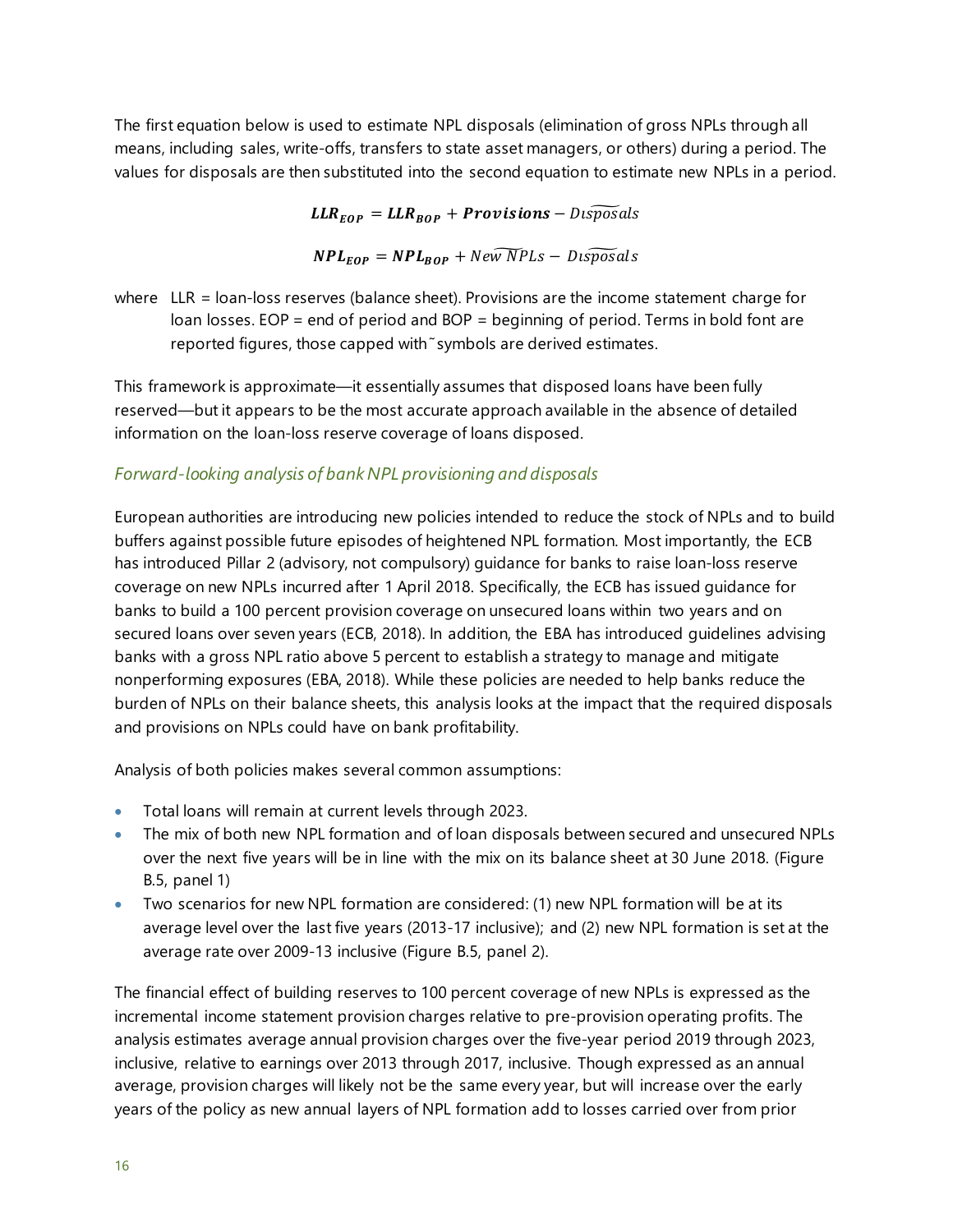The first equation below is used to estimate NPL disposals (elimination of gross NPLs through all means, including sales, write-offs, transfers to state asset managers, or others) during a period. The values for disposals are then substituted into the second equation to estimate new NPLs in a period.

$$\boldsymbol{LLR_{EOP}} = \boldsymbol{LLR_{BOP}} + \boldsymbol{Provisions} - \widetilde{Disposals}$$

$$\boldsymbol{NPL_{EOP}} = \boldsymbol{NPL_{BOP}} + \widetilde{New\ NPLs} - \widetilde{Disposals}$$

where LLR = loan-loss reserves (balance sheet). Provisions are the income statement charge for loan losses. EOP = end of period and BOP = beginning of period. Terms in bold font are reported figures, those capped with ˜ symbols are derived estimates.

This framework is approximate—it essentially assumes that disposed loans have been fully reserved—but it appears to be the most accurate approach available in the absence of detailed information on the loan-loss reserve coverage of loans disposed.

### *Forward-looking analysis of bank NPL provisioning and disposals*

European authorities are introducing new policies intended to reduce the stock of NPLs and to build buffers against possible future episodes of heightened NPL formation. Most importantly, the ECB has introduced Pillar 2 (advisory, not compulsory) guidance for banks to raise loan-loss reserve coverage on new NPLs incurred after 1 April 2018. Specifically, the ECB has issued guidance for banks to build a 100 percent provision coverage on unsecured loans within two years and on secured loans over seven years (ECB, 2018). In addition, the EBA has introduced guidelines advising banks with a gross NPL ratio above 5 percent to establish a strategy to manage and mitigate nonperforming exposures (EBA, 2018). While these policies are needed to help banks reduce the burden of NPLs on their balance sheets, this analysis looks at the impact that the required disposals and provisions on NPLs could have on bank profitability.

Analysis of both policies makes several common assumptions:

- Total loans will remain at current levels through 2023.
- The mix of both new NPL formation and of loan disposals between secured and unsecured NPLs over the next five years will be in line with the mix on its balance sheet at 30 June 2018. (Figure B.5, panel 1)
- Two scenarios for new NPL formation are considered: (1) new NPL formation will be at its average level over the last five years (2013-17 inclusive); and (2) new NPL formation is set at the average rate over 2009-13 inclusive (Figure B.5, panel 2).

The financial effect of building reserves to 100 percent coverage of new NPLs is expressed as the incremental income statement provision charges relative to pre-provision operating profits. The analysis estimates average annual provision charges over the five-year period 2019 through 2023, inclusive, relative to earnings over 2013 through 2017, inclusive. Though expressed as an annual average, provision charges will likely not be the same every year, but will increase over the early years of the policy as new annual layers of NPL formation add to losses carried over from prior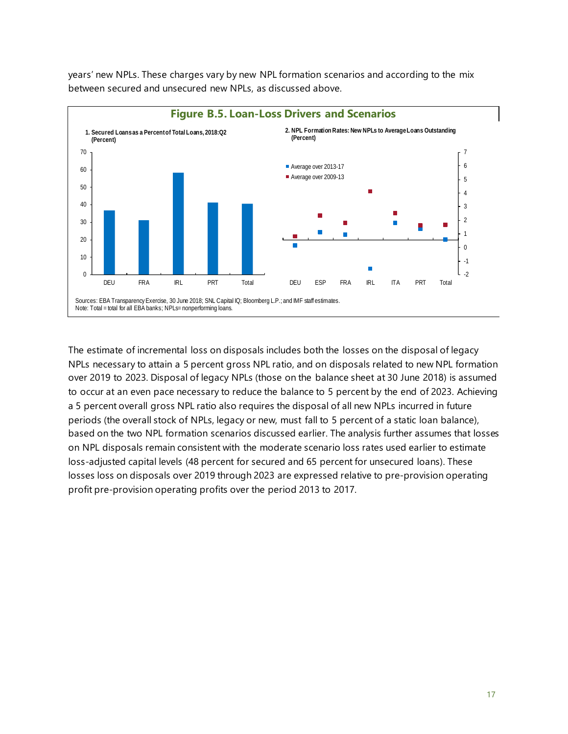years' new NPLs. These charges vary by new NPL formation scenarios and according to the mix between secured and unsecured new NPLs, as discussed above.

**Figure B.5. Loan-Loss Drivers and Scenarios**

1. Secured Loans as a Percent of Total Loans, 2018:Q2 (Percent)

2. NPL Formation Rates: New NPLs to Average Loans Outstanding (Percent)

Sources: EBA Transparency Exercise, 30 June 2018; SNL Capital IQ; Bloomberg L.P.; and IMF staff estimates.
Note: Total = total for all EBA banks; NPLs= nonperforming loans.

The estimate of incremental loss on disposals includes both the losses on the disposal of legacy NPLs necessary to attain a 5 percent gross NPL ratio, and on disposals related to new NPL formation over 2019 to 2023. Disposal of legacy NPLs (those on the balance sheet at 30 June 2018) is assumed to occur at an even pace necessary to reduce the balance to 5 percent by the end of 2023. Achieving a 5 percent overall gross NPL ratio also requires the disposal of all new NPLs incurred in future periods (the overall stock of NPLs, legacy or new, must fall to 5 percent of a static loan balance), based on the two NPL formation scenarios discussed earlier. The analysis further assumes that losses on NPL disposals remain consistent with the moderate scenario loss rates used earlier to estimate loss-adjusted capital levels (48 percent for secured and 65 percent for unsecured loans). These losses loss on disposals over 2019 through 2023 are expressed relative to pre-provision operating profit pre-provision operating profits over the period 2013 to 2017.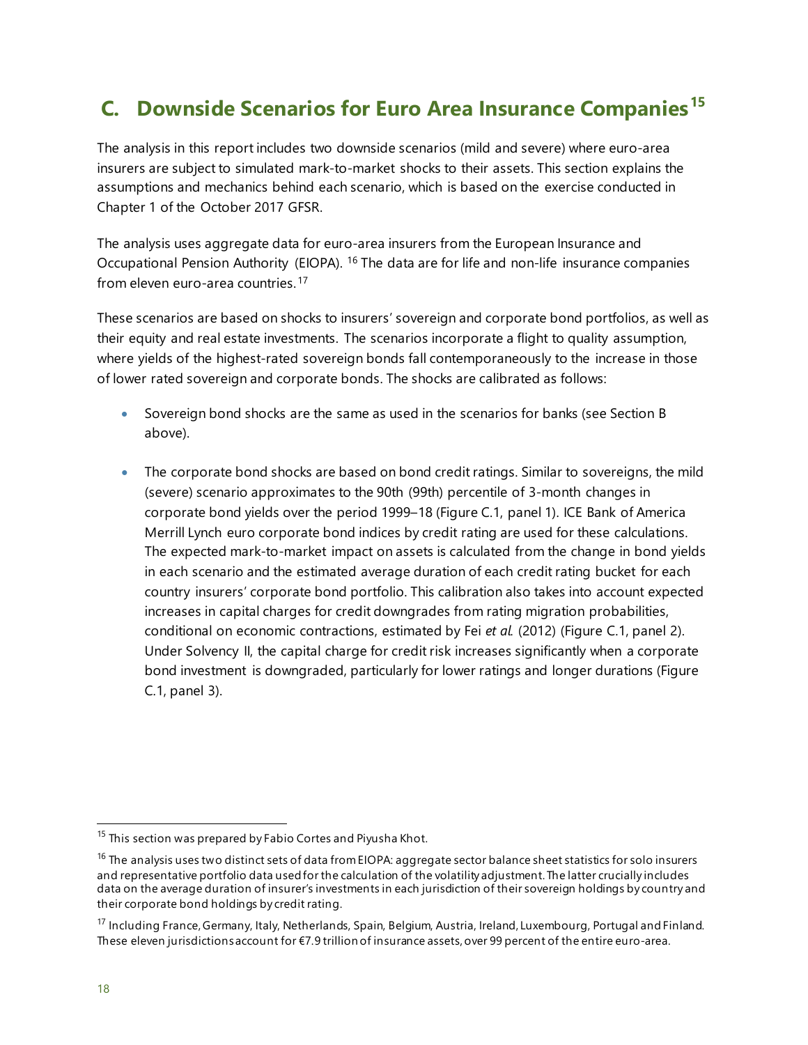## C. Downside Scenarios for Euro Area Insurance Companies[15]

The analysis in this report includes two downside scenarios (mild and severe) where euro-area insurers are subject to simulated mark-to-market shocks to their assets. This section explains the assumptions and mechanics behind each scenario, which is based on the exercise conducted in Chapter 1 of the October 2017 GFSR.

The analysis uses aggregate data for euro-area insurers from the European Insurance and Occupational Pension Authority (EIOPA).[16] The data are for life and non-life insurance companies from eleven euro-area countries.[17]

These scenarios are based on shocks to insurers' sovereign and corporate bond portfolios, as well as their equity and real estate investments. The scenarios incorporate a flight to quality assumption, where yields of the highest-rated sovereign bonds fall contemporaneously to the increase in those of lower rated sovereign and corporate bonds. The shocks are calibrated as follows:

- Sovereign bond shocks are the same as used in the scenarios for banks (see Section B above).
- The corporate bond shocks are based on bond credit ratings. Similar to sovereigns, the mild (severe) scenario approximates to the 90th (99th) percentile of 3-month changes in corporate bond yields over the period 1999–18 (Figure C.1, panel 1). ICE Bank of America Merrill Lynch euro corporate bond indices by credit rating are used for these calculations. The expected mark-to-market impact on assets is calculated from the change in bond yields in each scenario and the estimated average duration of each credit rating bucket for each country insurers' corporate bond portfolio. This calibration also takes into account expected increases in capital charges for credit downgrades from rating migration probabilities, conditional on economic contractions, estimated by Fei *et al.* (2012) (Figure C.1, panel 2). Under Solvency II, the capital charge for credit risk increases significantly when a corporate bond investment is downgraded, particularly for lower ratings and longer durations (Figure C.1, panel 3).

---

[15] This section was prepared by Fabio Cortes and Piyusha Khot.

[16] The analysis uses two distinct sets of data from EIOPA: aggregate sector balance sheet statistics for solo insurers and representative portfolio data used for the calculation of the volatility adjustment. The latter crucially includes data on the average duration of insurer's investments in each jurisdiction of their sovereign holdings by country and their corporate bond holdings by credit rating.

[17] Including France, Germany, Italy, Netherlands, Spain, Belgium, Austria, Ireland, Luxembourg, Portugal and Finland. These eleven jurisdictions account for €7.9 trillion of insurance assets, over 99 percent of the entire euro-area.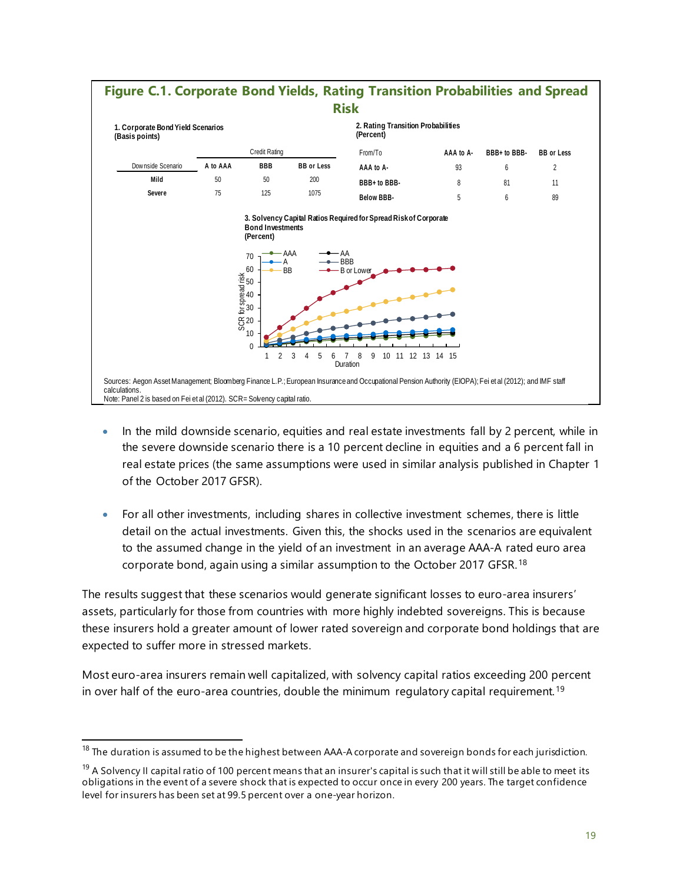**Figure C.1. Corporate Bond Yields, Rating Transition Probabilities and Spread Risk**

1. Corporate Bond Yield Scenarios
(Basis points)

| | Credit Rating | | |
|---|---|---|---|
| Downside Scenario | A to AAA | BBB | BB or Less |
| **Mild** | 50 | 50 | 200 |
| **Severe** | 75 | 125 | 1075 |

2. Rating Transition Probabilities
(Percent)

| From/To | AAA to A- | BBB+ to BBB- | BB or Less |
|---|---|---|---|
| **AAA to A-** | 93 | 6 | 2 |
| **BBB+ to BBB-** | 8 | 81 | 11 |
| **Below BBB-** | 5 | 6 | 89 |

3. Solvency Capital Ratios Required for Spread Risk of Corporate Bond Investments
(Percent)

Sources: Aegon Asset Management; Bloomberg Finance L.P.; European Insurance and Occupational Pension Authority (EIOPA); Fei et al (2012); and IMF staff calculations.
Note: Panel 2 is based on Fei et al (2012). SCR= Solvency capital ratio.

- In the mild downside scenario, equities and real estate investments fall by 2 percent, while in the severe downside scenario there is a 10 percent decline in equities and a 6 percent fall in real estate prices (the same assumptions were used in similar analysis published in Chapter 1 of the October 2017 GFSR).
- For all other investments, including shares in collective investment schemes, there is little detail on the actual investments. Given this, the shocks used in the scenarios are equivalent to the assumed change in the yield of an investment in an average AAA-A rated euro area corporate bond, again using a similar assumption to the October 2017 GFSR.[18]

The results suggest that these scenarios would generate significant losses to euro-area insurers' assets, particularly for those from countries with more highly indebted sovereigns. This is because these insurers hold a greater amount of lower rated sovereign and corporate bond holdings that are expected to suffer more in stressed markets.

Most euro-area insurers remain well capitalized, with solvency capital ratios exceeding 200 percent in over half of the euro-area countries, double the minimum regulatory capital requirement.[19]

[18] The duration is assumed to be the highest between AAA-A corporate and sovereign bonds for each jurisdiction.

[19] A Solvency II capital ratio of 100 percent means that an insurer's capital is such that it will still be able to meet its obligations in the event of a severe shock that is expected to occur once in every 200 years. The target confidence level for insurers has been set at 99.5 percent over a one-year horizon.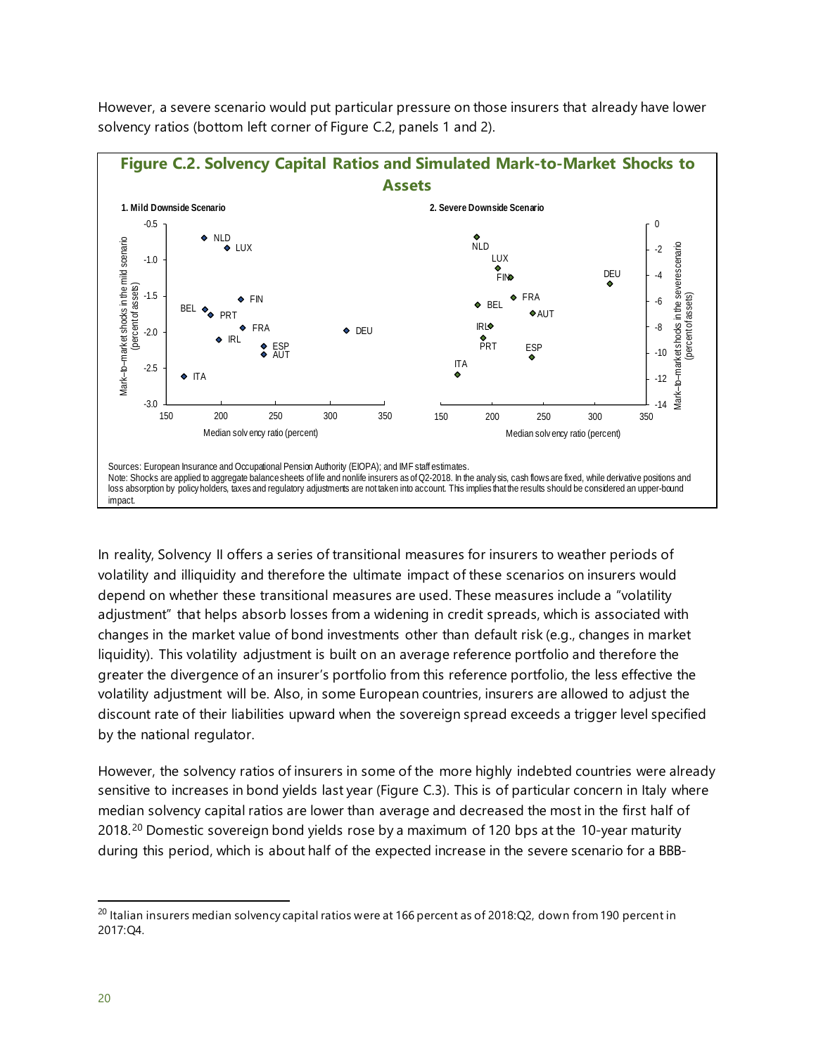However, a severe scenario would put particular pressure on those insurers that already have lower solvency ratios (bottom left corner of Figure C.2, panels 1 and 2).

**Figure C.2. Solvency Capital Ratios and Simulated Mark-to-Market Shocks to Assets**

**1. Mild Downside Scenario**

**2. Severe Downside Scenario**

Sources: European Insurance and Occupational Pension Authority (EIOPA); and IMF staff estimates.
Note: Shocks are applied to aggregate balance sheets of life and nonlife insurers as of Q2-2018. In the analysis, cash flows are fixed, while derivative positions and loss absorption by policy holders, taxes and regulatory adjustments are not taken into account. This implies that the results should be considered an upper-bound impact.

In reality, Solvency II offers a series of transitional measures for insurers to weather periods of volatility and illiquidity and therefore the ultimate impact of these scenarios on insurers would depend on whether these transitional measures are used. These measures include a "volatility adjustment" that helps absorb losses from a widening in credit spreads, which is associated with changes in the market value of bond investments other than default risk (e.g., changes in market liquidity). This volatility adjustment is built on an average reference portfolio and therefore the greater the divergence of an insurer's portfolio from this reference portfolio, the less effective the volatility adjustment will be. Also, in some European countries, insurers are allowed to adjust the discount rate of their liabilities upward when the sovereign spread exceeds a trigger level specified by the national regulator.

However, the solvency ratios of insurers in some of the more highly indebted countries were already sensitive to increases in bond yields last year (Figure C.3). This is of particular concern in Italy where median solvency capital ratios are lower than average and decreased the most in the first half of 2018.[20] Domestic sovereign bond yields rose by a maximum of 120 bps at the 10-year maturity during this period, which is about half of the expected increase in the severe scenario for a BBB-

[20] Italian insurers median solvency capital ratios were at 166 percent as of 2018:Q2, down from 190 percent in 2017:Q4.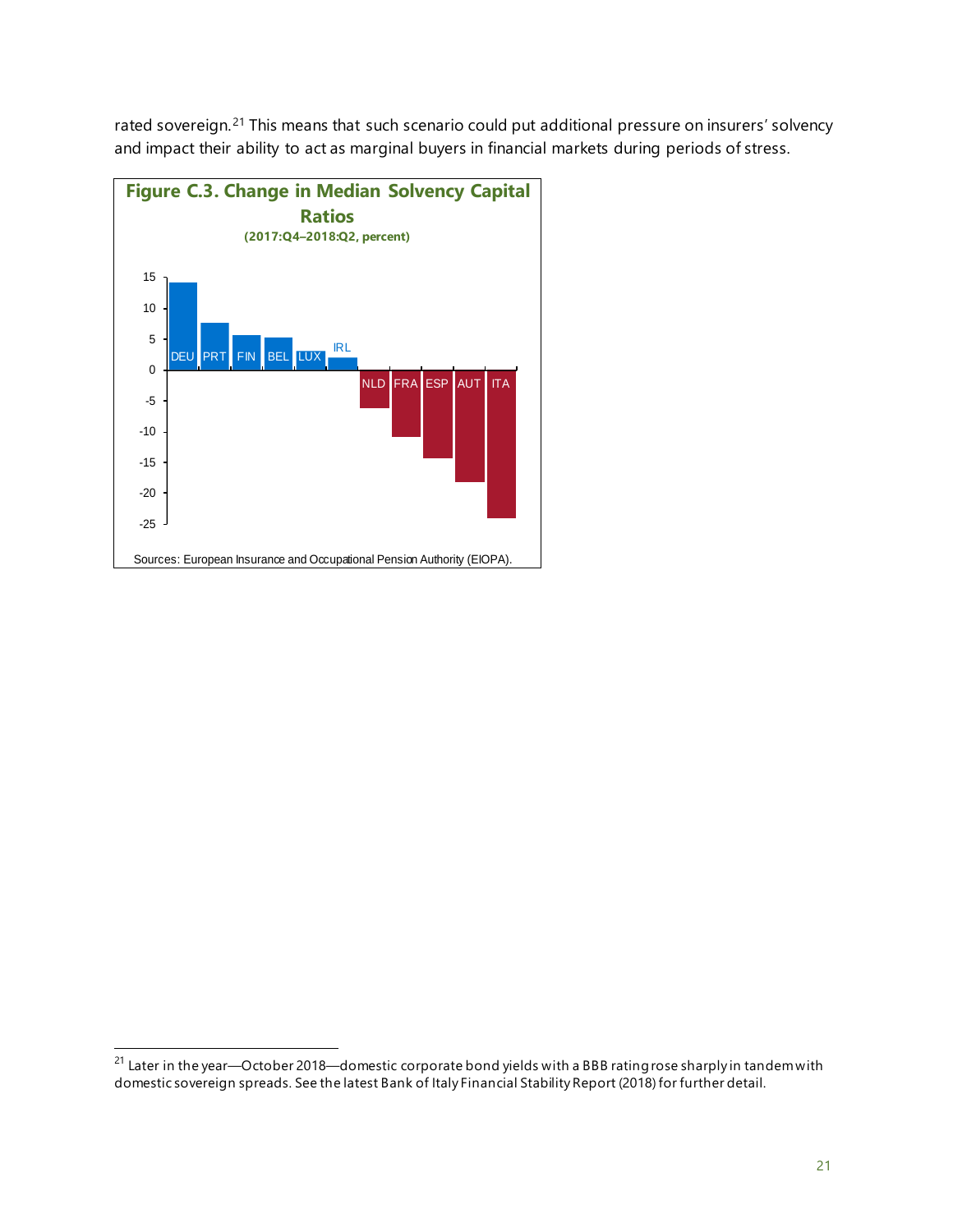rated sovereign.[21] This means that such scenario could put additional pressure on insurers' solvency and impact their ability to act as marginal buyers in financial markets during periods of stress.

**Figure C.3. Change in Median Solvency Capital Ratios**

**(2017:Q4–2018:Q2, percent)**

Sources: European Insurance and Occupational Pension Authority (EIOPA).

---

[21] Later in the year—October 2018—domestic corporate bond yields with a BBB rating rose sharply in tandem with domestic sovereign spreads. See the latest Bank of Italy Financial Stability Report (2018) for further detail.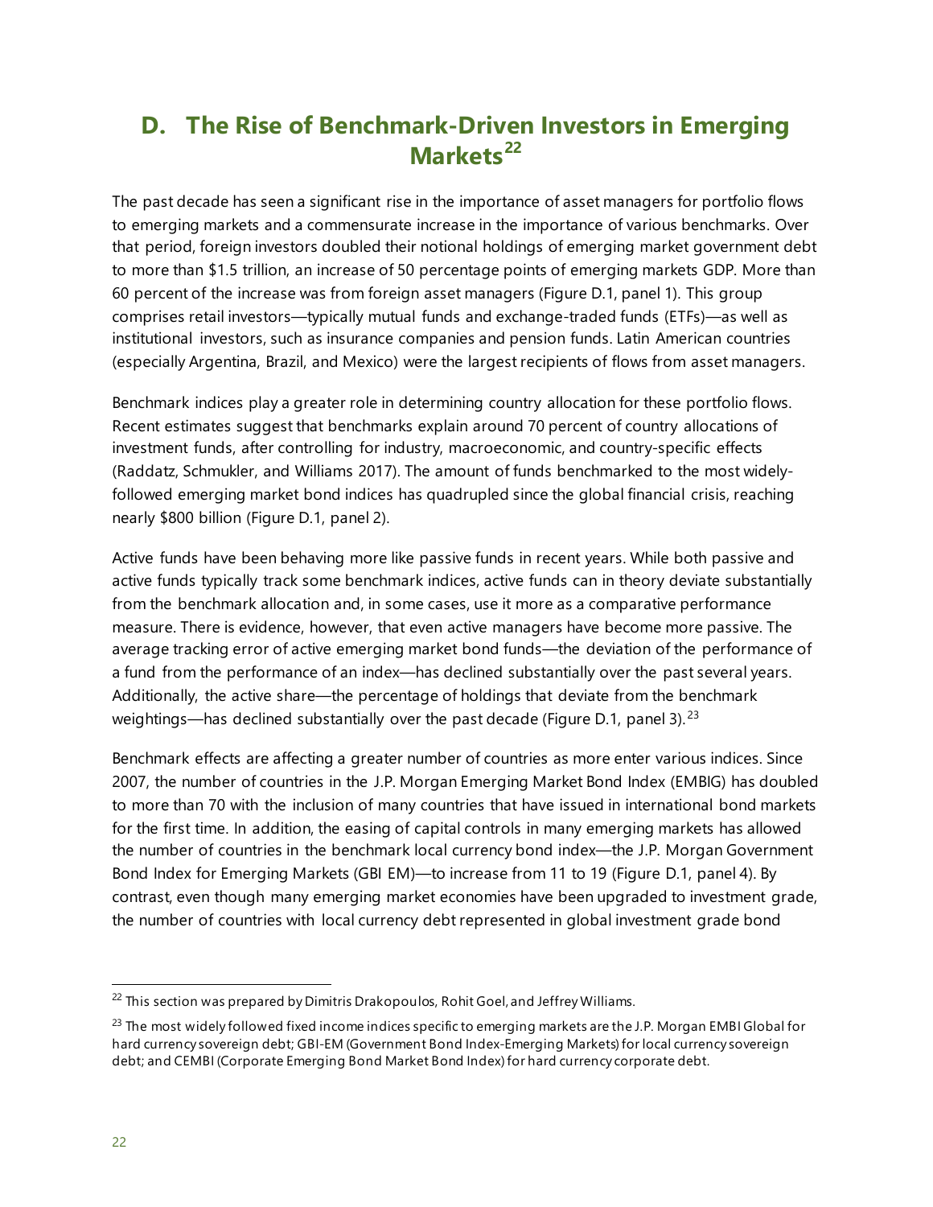## D. The Rise of Benchmark-Driven Investors in Emerging Markets[22]

The past decade has seen a significant rise in the importance of asset managers for portfolio flows to emerging markets and a commensurate increase in the importance of various benchmarks. Over that period, foreign investors doubled their notional holdings of emerging market government debt to more than $1.5 trillion, an increase of 50 percentage points of emerging markets GDP. More than 60 percent of the increase was from foreign asset managers (Figure D.1, panel 1). This group comprises retail investors—typically mutual funds and exchange-traded funds (ETFs)—as well as institutional investors, such as insurance companies and pension funds. Latin American countries (especially Argentina, Brazil, and Mexico) were the largest recipients of flows from asset managers.

Benchmark indices play a greater role in determining country allocation for these portfolio flows. Recent estimates suggest that benchmarks explain around 70 percent of country allocations of investment funds, after controlling for industry, macroeconomic, and country-specific effects (Raddatz, Schmukler, and Williams 2017). The amount of funds benchmarked to the most widely-followed emerging market bond indices has quadrupled since the global financial crisis, reaching nearly $800 billion (Figure D.1, panel 2).

Active funds have been behaving more like passive funds in recent years. While both passive and active funds typically track some benchmark indices, active funds can in theory deviate substantially from the benchmark allocation and, in some cases, use it more as a comparative performance measure. There is evidence, however, that even active managers have become more passive. The average tracking error of active emerging market bond funds—the deviation of the performance of a fund from the performance of an index—has declined substantially over the past several years. Additionally, the active share—the percentage of holdings that deviate from the benchmark weightings—has declined substantially over the past decade (Figure D.1, panel 3).[23]

Benchmark effects are affecting a greater number of countries as more enter various indices. Since 2007, the number of countries in the J.P. Morgan Emerging Market Bond Index (EMBIG) has doubled to more than 70 with the inclusion of many countries that have issued in international bond markets for the first time. In addition, the easing of capital controls in many emerging markets has allowed the number of countries in the benchmark local currency bond index—the J.P. Morgan Government Bond Index for Emerging Markets (GBI EM)—to increase from 11 to 19 (Figure D.1, panel 4). By contrast, even though many emerging market economies have been upgraded to investment grade, the number of countries with local currency debt represented in global investment grade bond

---

[22] This section was prepared by Dimitris Drakopoulos, Rohit Goel, and Jeffrey Williams.

[23] The most widely followed fixed income indices specific to emerging markets are the J.P. Morgan EMBI Global for hard currency sovereign debt; GBI-EM (Government Bond Index-Emerging Markets) for local currency sovereign debt; and CEMBI (Corporate Emerging Bond Market Bond Index) for hard currency corporate debt.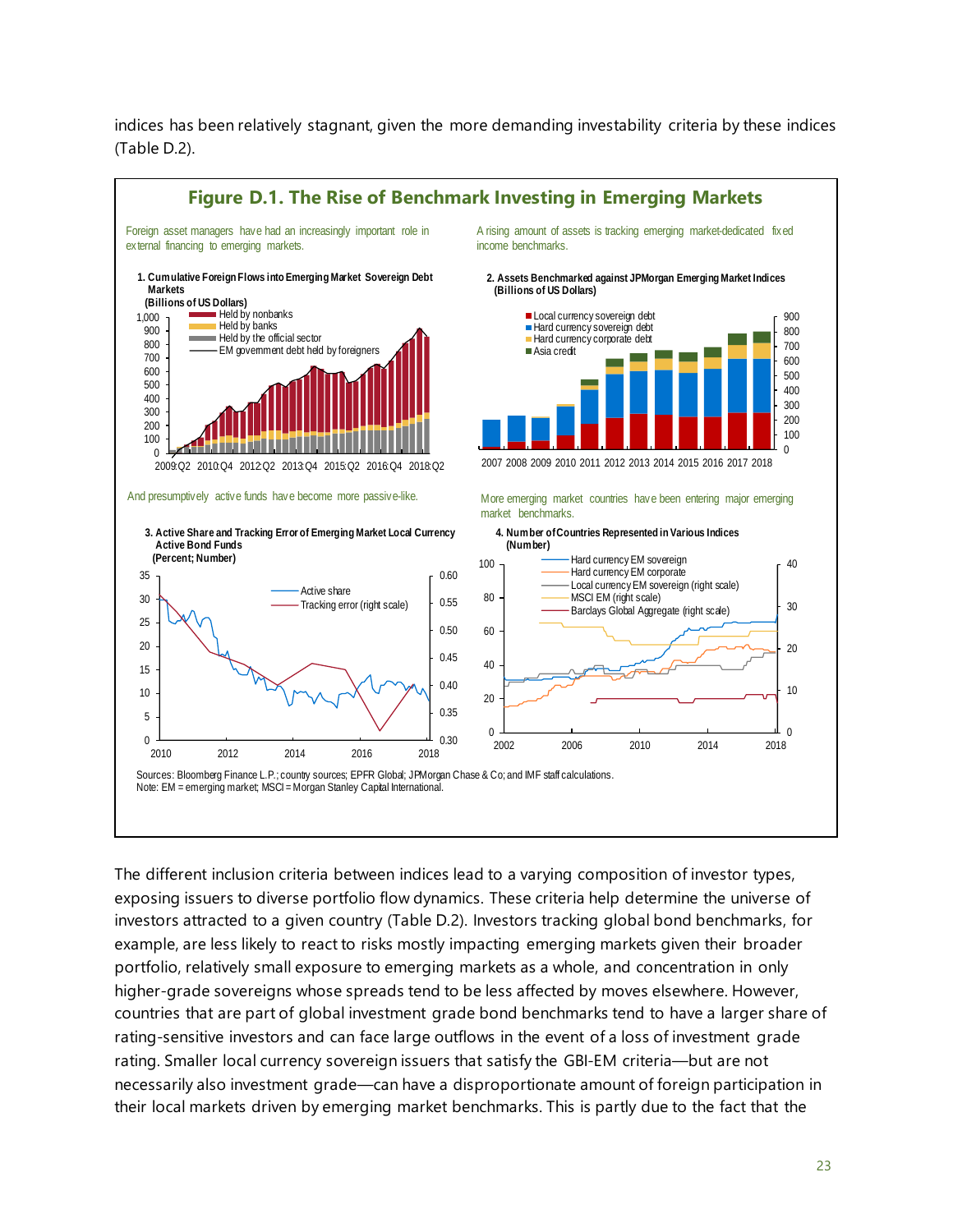indices has been relatively stagnant, given the more demanding investability criteria by these indices (Table D.2).

## Figure D.1. The Rise of Benchmark Investing in Emerging Markets

Foreign asset managers have had an increasingly important role in external financing to emerging markets.

A rising amount of assets is tracking emerging market-dedicated fixed income benchmarks.

**1. Cumulative Foreign Flows into Emerging Market Sovereign Debt Markets**
**(Billions of US Dollars)**

**2. Assets Benchmarked against JPMorgan Emerging Market Indices**
**(Billions of US Dollars)**

And presumptively active funds have become more passive-like.

More emerging market countries have been entering major emerging market benchmarks.

**3. Active Share and Tracking Error of Emerging Market Local Currency Active Bond Funds**
**(Percent; Number)**

**4. Number of Countries Represented in Various Indices**
**(Number)**

Sources: Bloomberg Finance L.P.; country sources; EPFR Global; JPMorgan Chase & Co; and IMF staff calculations.
Note: EM = emerging market; MSCI = Morgan Stanley Capital International.

The different inclusion criteria between indices lead to a varying composition of investor types, exposing issuers to diverse portfolio flow dynamics. These criteria help determine the universe of investors attracted to a given country (Table D.2). Investors tracking global bond benchmarks, for example, are less likely to react to risks mostly impacting emerging markets given their broader portfolio, relatively small exposure to emerging markets as a whole, and concentration in only higher-grade sovereigns whose spreads tend to be less affected by moves elsewhere. However, countries that are part of global investment grade bond benchmarks tend to have a larger share of rating-sensitive investors and can face large outflows in the event of a loss of investment grade rating. Smaller local currency sovereign issuers that satisfy the GBI-EM criteria—but are not necessarily also investment grade—can have a disproportionate amount of foreign participation in their local markets driven by emerging market benchmarks. This is partly due to the fact that the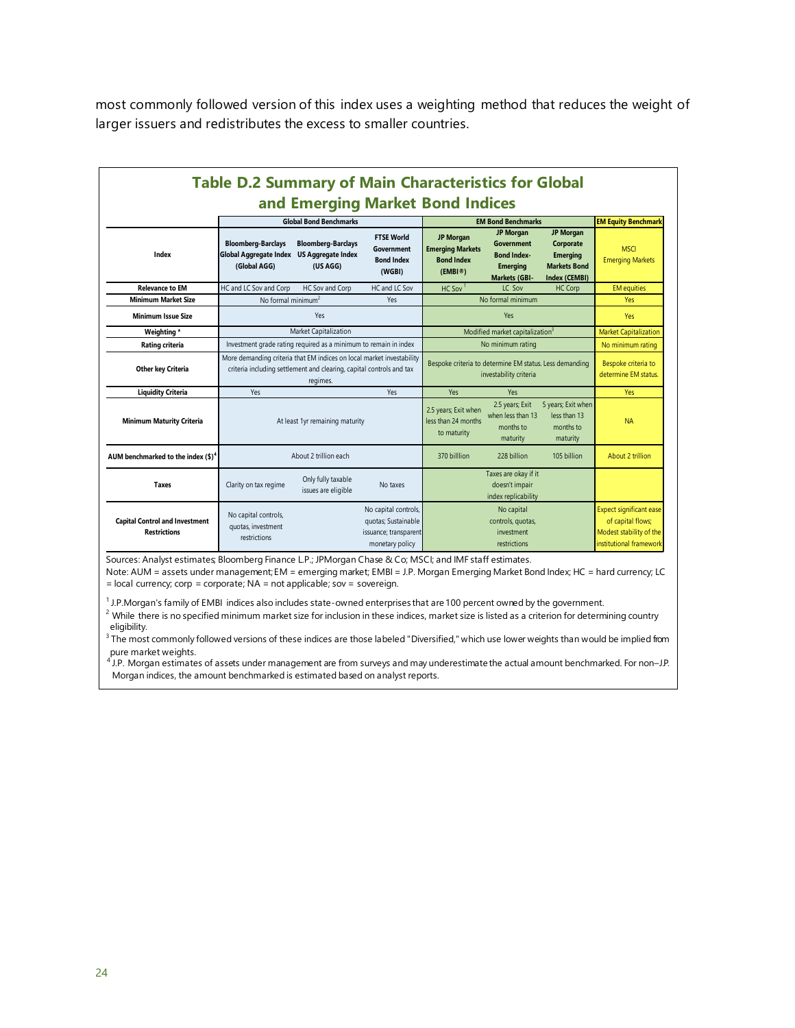most commonly followed version of this index uses a weighting method that reduces the weight of larger issuers and redistributes the excess to smaller countries.

**Table D.2 Summary of Main Characteristics for Global and Emerging Market Bond Indices**

| | Global Bond Benchmarks | | | EM Bond Benchmarks | | | EM Equity Benchmark |
|---|---|---|---|---|---|---|---|
| **Index** | **Bloomberg-Barclays Global Aggregate Index (Global AGG)** | **Bloomberg-Barclays US Aggregate Index (US AGG)** | **FTSE World Government Bond Index (WGBI)** | **JP Morgan Emerging Markets Bond Index (EMBI®)** | **JP Morgan Government Bond Index- Emerging Markets (GBI-** | **JP Morgan Corporate Emerging Markets Bond Index (CEMBI)** | **MSCI Emerging Markets** |
| **Relevance to EM** | HC and LC Sov and Corp | HC Sov and Corp | HC and LC Sov | HC Sov[1] | LC Sov | HC Corp | EM equities |
| **Minimum Market Size** | No formal minimum[2] | | Yes | No formal minimum | | | Yes |
| **Minimum Issue Size** | Yes | | | Yes | | | Yes |
| **Weighting *** | Market Capitalization | | | Modified market capitalization[3] | | | Market Capitalization |
| **Rating criteria** | Investment grade rating required as a minimum to remain in index | | | No minimum rating | | | No minimum rating |
| **Other key Criteria** | More demanding criteria that EM indices on local market investability criteria including settlement and clearing, capital controls and tax regimes. | | | Bespoke criteria to determine EM status. Less demanding investability criteria | | | Bespoke criteria to determine EM status. |
| **Liquidity Criteria** | Yes | | Yes | Yes | Yes | | Yes |
| **Minimum Maturity Criteria** | At least 1yr remaining maturity | | | 2.5 years; Exit when less than 24 months to maturity | 2.5 years; Exit when less than 13 months to maturity | 5 years; Exit when less than 13 months to maturity | NA |
| **AUM benchmarked to the index ($)[4]** | About 2 trillion each | | | 370 billlion | 228 billion | 105 billion | About 2 trillion |
| **Taxes** | Clarity on tax regime | Only fully taxable issues are eligible | No taxes | Taxes are okay if it doesn't impair index replicability | | | |
| **Capital Control and Investment Restrictions** | No capital controls, quotas, investment restrictions | | No capital controls, quotas; Sustainable issuance; transparent monetary policy | No capital controls, quotas, investment restrictions | | | Expect significant ease of capital flows; Modest stability of the institutional framework |

Sources: Analyst estimates; Bloomberg Finance L.P.; JPMorgan Chase & Co; MSCI; and IMF staff estimates.
Note: AUM = assets under management; EM = emerging market; EMBI = J.P. Morgan Emerging Market Bond Index; HC = hard currency; LC = local currency; corp = corporate; NA = not applicable; sov = sovereign.

[1] J.P.Morgan's family of EMBI indices also includes state-owned enterprises that are 100 percent owned by the government.
[2] While there is no specified minimum market size for inclusion in these indices, market size is listed as a criterion for determining country eligibility.
[3] The most commonly followed versions of these indices are those labeled "Diversified," which use lower weights than would be implied from pure market weights.
[4] J.P. Morgan estimates of assets under management are from surveys and may underestimate the actual amount benchmarked. For non–J.P. Morgan indices, the amount benchmarked is estimated based on analyst reports.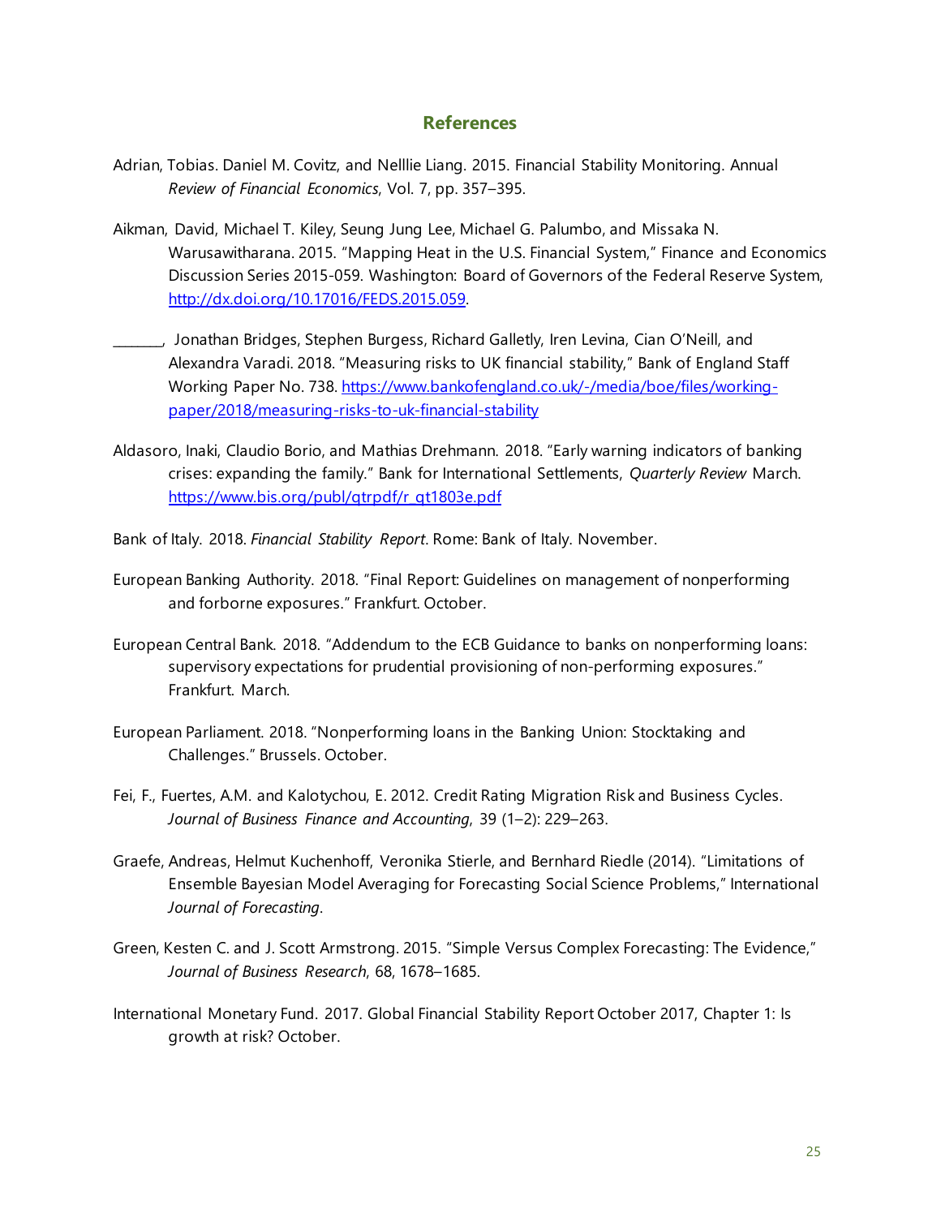## References

Adrian, Tobias. Daniel M. Covitz, and Nelllie Liang. 2015. Financial Stability Monitoring. Annual *Review of Financial Economics*, Vol. 7, pp. 357–395.

Aikman, David, Michael T. Kiley, Seung Jung Lee, Michael G. Palumbo, and Missaka N. Warusawitharana. 2015. "Mapping Heat in the U.S. Financial System," Finance and Economics Discussion Series 2015-059. Washington: Board of Governors of the Federal Reserve System, http://dx.doi.org/10.17016/FEDS.2015.059.

_______, Jonathan Bridges, Stephen Burgess, Richard Galletly, Iren Levina, Cian O'Neill, and Alexandra Varadi. 2018. "Measuring risks to UK financial stability," Bank of England Staff Working Paper No. 738. https://www.bankofengland.co.uk/-/media/boe/files/working-paper/2018/measuring-risks-to-uk-financial-stability

Aldasoro, Inaki, Claudio Borio, and Mathias Drehmann. 2018. "Early warning indicators of banking crises: expanding the family." Bank for International Settlements, *Quarterly Review* March. https://www.bis.org/publ/qtrpdf/r_qt1803e.pdf

Bank of Italy. 2018. *Financial Stability Report*. Rome: Bank of Italy. November.

European Banking Authority. 2018. "Final Report: Guidelines on management of nonperforming and forborne exposures." Frankfurt. October.

European Central Bank. 2018. "Addendum to the ECB Guidance to banks on nonperforming loans: supervisory expectations for prudential provisioning of non-performing exposures." Frankfurt. March.

European Parliament. 2018. "Nonperforming loans in the Banking Union: Stocktaking and Challenges." Brussels. October.

Fei, F., Fuertes, A.M. and Kalotychou, E. 2012. Credit Rating Migration Risk and Business Cycles. *Journal of Business Finance and Accounting*, 39 (1–2): 229–263.

Graefe, Andreas, Helmut Kuchenhoff, Veronika Stierle, and Bernhard Riedle (2014). "Limitations of Ensemble Bayesian Model Averaging for Forecasting Social Science Problems," International *Journal of Forecasting*.

Green, Kesten C. and J. Scott Armstrong. 2015. "Simple Versus Complex Forecasting: The Evidence," *Journal of Business Research*, 68, 1678–1685.

International Monetary Fund. 2017. Global Financial Stability Report October 2017, Chapter 1: Is growth at risk? October.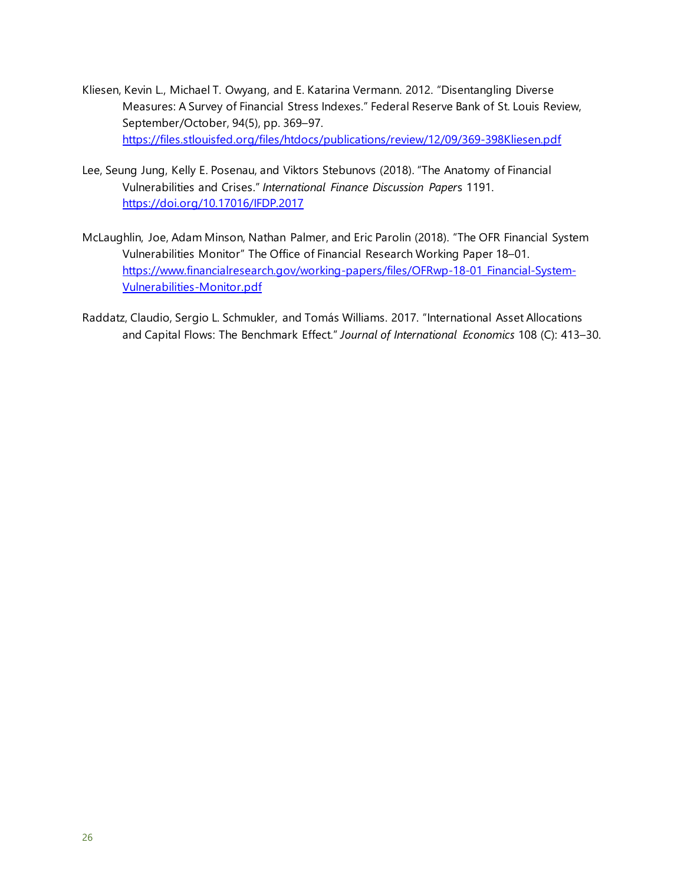Kliesen, Kevin L., Michael T. Owyang, and E. Katarina Vermann. 2012. "Disentangling Diverse Measures: A Survey of Financial Stress Indexes." Federal Reserve Bank of St. Louis Review, September/October, 94(5), pp. 369–97. https://files.stlouisfed.org/files/htdocs/publications/review/12/09/369-398Kliesen.pdf

Lee, Seung Jung, Kelly E. Posenau, and Viktors Stebunovs (2018). "The Anatomy of Financial Vulnerabilities and Crises." *International Finance Discussion Paper*s 1191. https://doi.org/10.17016/IFDP.2017

McLaughlin, Joe, Adam Minson, Nathan Palmer, and Eric Parolin (2018). "The OFR Financial System Vulnerabilities Monitor" The Office of Financial Research Working Paper 18–01. https://www.financialresearch.gov/working-papers/files/OFRwp-18-01_Financial-System-Vulnerabilities-Monitor.pdf

Raddatz, Claudio, Sergio L. Schmukler, and Tomás Williams. 2017. "International Asset Allocations and Capital Flows: The Benchmark Effect." *Journal of International Economics* 108 (C): 413–30.